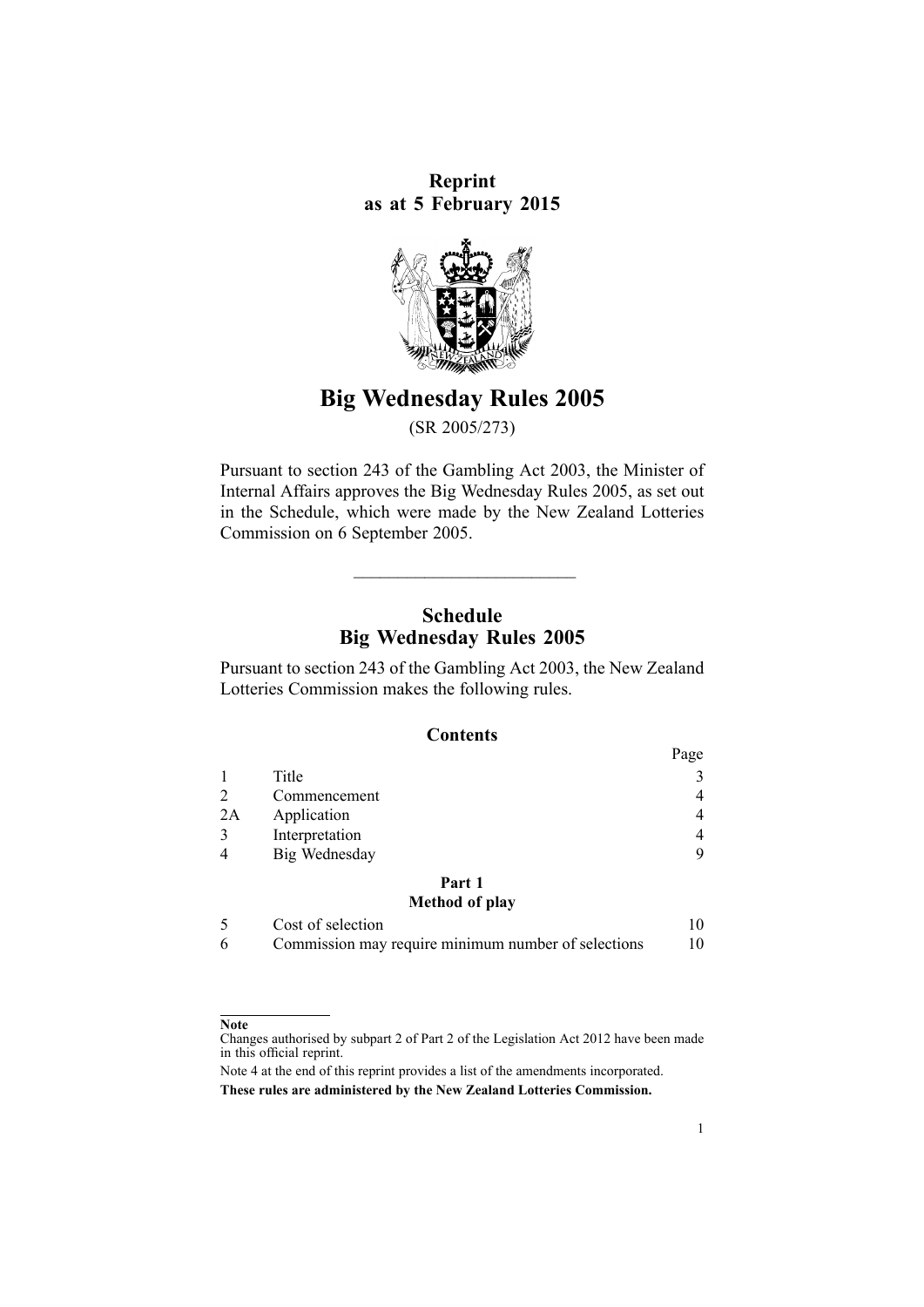**Reprint**
**as at 5 February 2015**

# Big Wednesday Rules 2005

(SR 2005/273)

Pursuant to section 243 of the Gambling Act 2003, the Minister of Internal Affairs approves the Big Wednesday Rules 2005, as set out in the Schedule, which were made by the New Zealand Lotteries Commission on 6 September 2005.

---

## Schedule
## Big Wednesday Rules 2005

Pursuant to section 243 of the Gambling Act 2003, the New Zealand Lotteries Commission makes the following rules.

### Contents

| | | Page |
|---|---|---|
| 1 | Title | 3 |
| 2 | Commencement | 4 |
| 2A | Application | 4 |
| 3 | Interpretation | 4 |
| 4 | Big Wednesday | 9 |
| | **Part 1** **Method of play** | |
| 5 | Cost of selection | 10 |
| 6 | Commission may require minimum number of selections | 10 |

---

**Note**

Changes authorised by subpart 2 of Part 2 of the Legislation Act 2012 have been made in this official reprint.

Note 4 at the end of this reprint provides a list of the amendments incorporated.

**These rules are administered by the New Zealand Lotteries Commission.**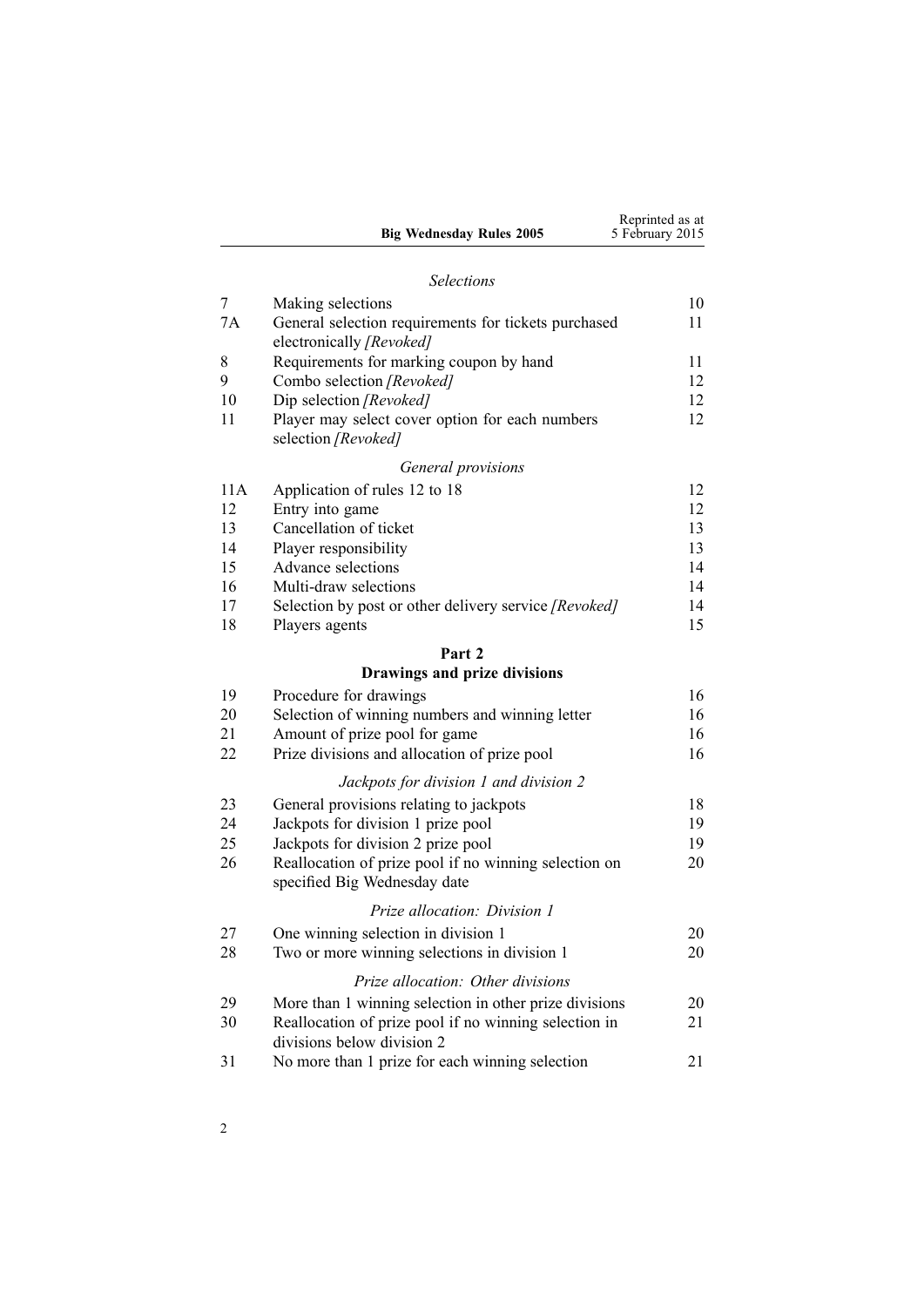*Selections*

| | | |
|---|---|---|
| 7 | Making selections | 10 |
| 7A | General selection requirements for tickets purchased electronically *[Revoked]* | 11 |
| 8 | Requirements for marking coupon by hand | 11 |
| 9 | Combo selection *[Revoked]* | 12 |
| 10 | Dip selection *[Revoked]* | 12 |
| 11 | Player may select cover option for each numbers selection *[Revoked]* | 12 |

*General provisions*

| | | |
|---|---|---|
| 11A | Application of rules 12 to 18 | 12 |
| 12 | Entry into game | 12 |
| 13 | Cancellation of ticket | 13 |
| 14 | Player responsibility | 13 |
| 15 | Advance selections | 14 |
| 16 | Multi-draw selections | 14 |
| 17 | Selection by post or other delivery service *[Revoked]* | 14 |
| 18 | Players agents | 15 |

**Part 2**
**Drawings and prize divisions**

| | | |
|---|---|---|
| 19 | Procedure for drawings | 16 |
| 20 | Selection of winning numbers and winning letter | 16 |
| 21 | Amount of prize pool for game | 16 |
| 22 | Prize divisions and allocation of prize pool | 16 |

*Jackpots for division 1 and division 2*

| | | |
|---|---|---|
| 23 | General provisions relating to jackpots | 18 |
| 24 | Jackpots for division 1 prize pool | 19 |
| 25 | Jackpots for division 2 prize pool | 19 |
| 26 | Reallocation of prize pool if no winning selection on specified Big Wednesday date | 20 |

*Prize allocation: Division 1*

| | | |
|---|---|---|
| 27 | One winning selection in division 1 | 20 |
| 28 | Two or more winning selections in division 1 | 20 |

*Prize allocation: Other divisions*

| | | |
|---|---|---|
| 29 | More than 1 winning selection in other prize divisions | 20 |
| 30 | Reallocation of prize pool if no winning selection in divisions below division 2 | 21 |
| 31 | No more than 1 prize for each winning selection | 21 |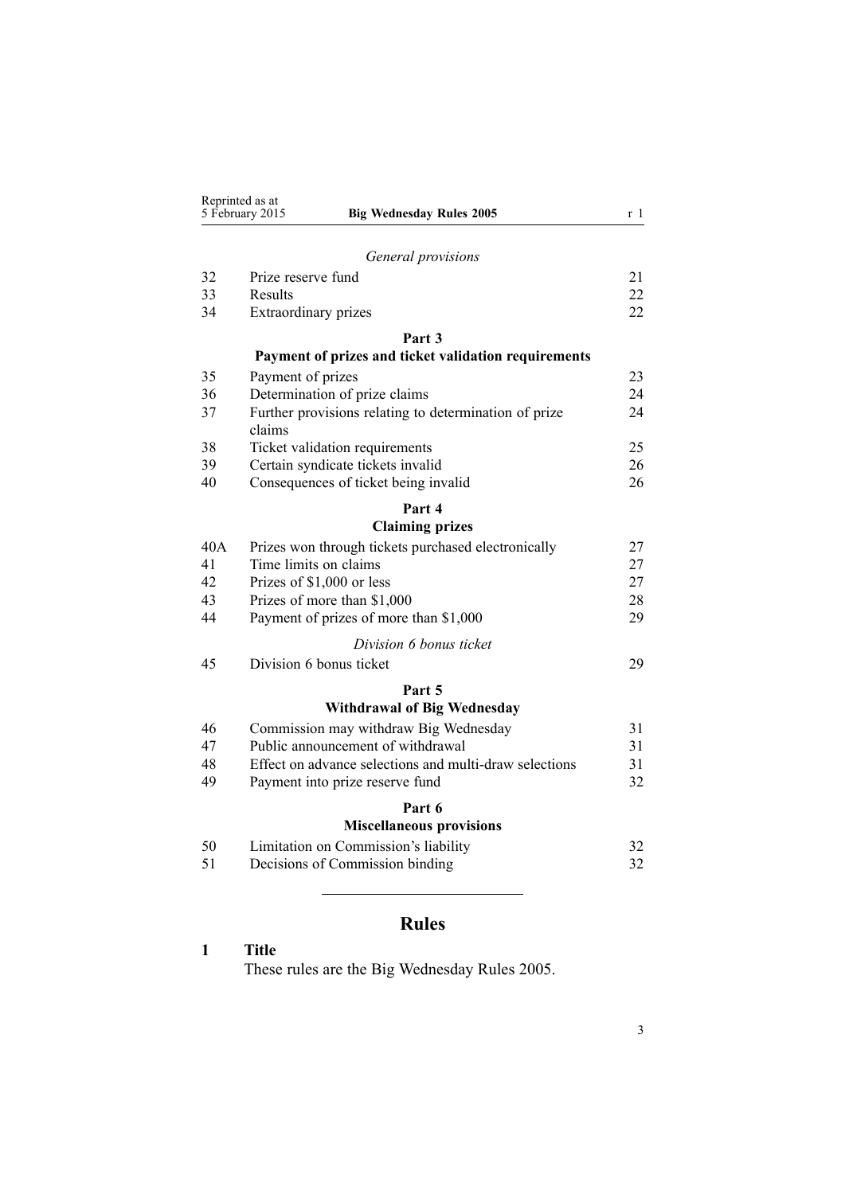*General provisions*

| | | |
|---|---|---|
| 32 | Prize reserve fund | 21 |
| 33 | Results | 22 |
| 34 | Extraordinary prizes | 22 |

**Part 3**

**Payment of prizes and ticket validation requirements**

| | | |
|---|---|---|
| 35 | Payment of prizes | 23 |
| 36 | Determination of prize claims | 24 |
| 37 | Further provisions relating to determination of prize claims | 24 |
| 38 | Ticket validation requirements | 25 |
| 39 | Certain syndicate tickets invalid | 26 |
| 40 | Consequences of ticket being invalid | 26 |

**Part 4**

**Claiming prizes**

| | | |
|---|---|---|
| 40A | Prizes won through tickets purchased electronically | 27 |
| 41 | Time limits on claims | 27 |
| 42 | Prizes of $1,000 or less | 27 |
| 43 | Prizes of more than $1,000 | 28 |
| 44 | Payment of prizes of more than $1,000 | 29 |

*Division 6 bonus ticket*

| | | |
|---|---|---|
| 45 | Division 6 bonus ticket | 29 |

**Part 5**

**Withdrawal of Big Wednesday**

| | | |
|---|---|---|
| 46 | Commission may withdraw Big Wednesday | 31 |
| 47 | Public announcement of withdrawal | 31 |
| 48 | Effect on advance selections and multi-draw selections | 31 |
| 49 | Payment into prize reserve fund | 32 |

**Part 6**

**Miscellaneous provisions**

| | | |
|---|---|---|
| 50 | Limitation on Commission's liability | 32 |
| 51 | Decisions of Commission binding | 32 |

---

## Rules

### 1 Title

These rules are the Big Wednesday Rules 2005.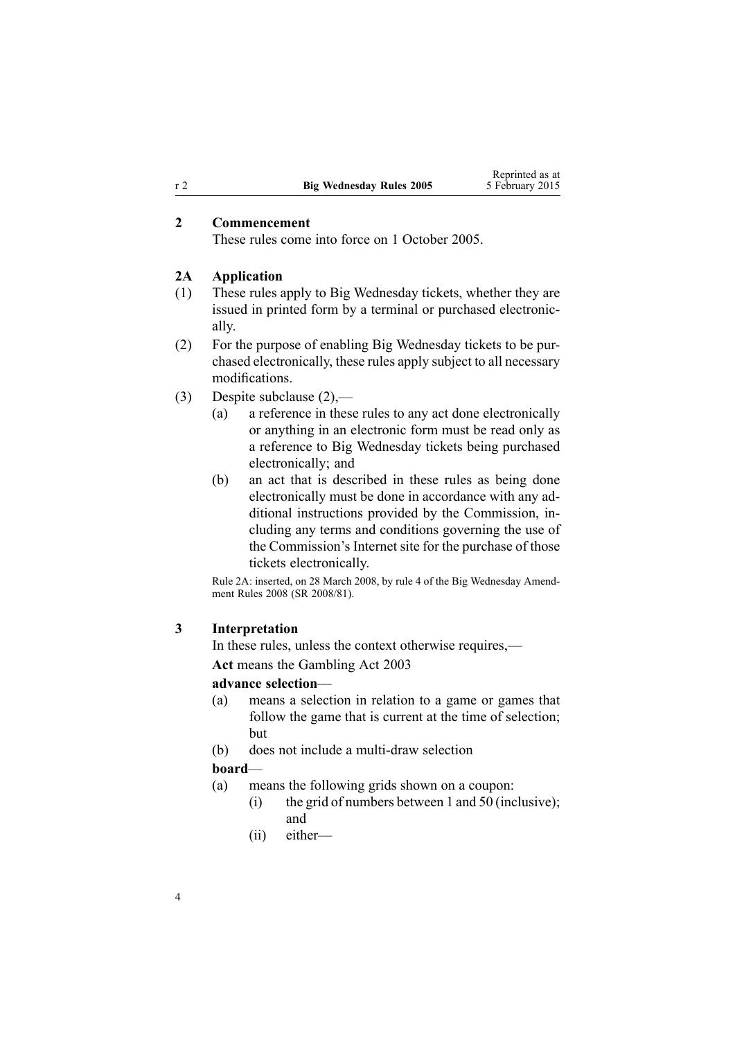## 2 Commencement

These rules come into force on 1 October 2005.

## 2A Application

(1) These rules apply to Big Wednesday tickets, whether they are issued in printed form by a terminal or purchased electronically.

(2) For the purpose of enabling Big Wednesday tickets to be purchased electronically, these rules apply subject to all necessary modifications.

(3) Despite subclause (2),—

- (a) a reference in these rules to any act done electronically or anything in an electronic form must be read only as a reference to Big Wednesday tickets being purchased electronically; and
- (b) an act that is described in these rules as being done electronically must be done in accordance with any additional instructions provided by the Commission, including any terms and conditions governing the use of the Commission's Internet site for the purchase of those tickets electronically.

Rule 2A: inserted, on 28 March 2008, by rule 4 of the Big Wednesday Amendment Rules 2008 (SR 2008/81).

## 3 Interpretation

In these rules, unless the context otherwise requires,—

**Act** means the Gambling Act 2003

**advance selection**—

- (a) means a selection in relation to a game or games that follow the game that is current at the time of selection; but
- (b) does not include a multi-draw selection

**board**—

- (a) means the following grids shown on a coupon:
  - (i) the grid of numbers between 1 and 50 (inclusive); and
  - (ii) either—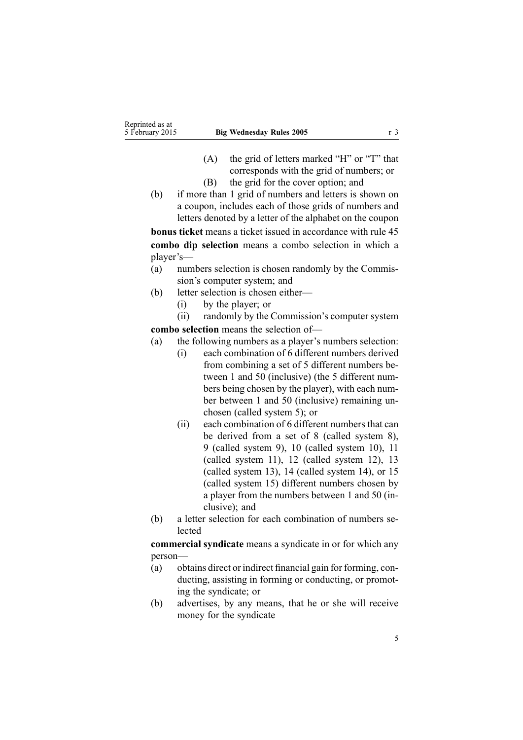(A) the grid of letters marked "H" or "T" that corresponds with the grid of numbers; or

(B) the grid for the cover option; and

(b) if more than 1 grid of numbers and letters is shown on a coupon, includes each of those grids of numbers and letters denoted by a letter of the alphabet on the coupon

**bonus ticket** means a ticket issued in accordance with rule 45

**combo dip selection** means a combo selection in which a player's—

(a) numbers selection is chosen randomly by the Commission's computer system; and

(b) letter selection is chosen either—

(i) by the player; or

(ii) randomly by the Commission's computer system

**combo selection** means the selection of—

(a) the following numbers as a player's numbers selection:

(i) each combination of 6 different numbers derived from combining a set of 5 different numbers between 1 and 50 (inclusive) (the 5 different numbers being chosen by the player), with each number between 1 and 50 (inclusive) remaining unchosen (called system 5); or

(ii) each combination of 6 different numbers that can be derived from a set of 8 (called system 8), 9 (called system 9), 10 (called system 10), 11 (called system 11), 12 (called system 12), 13 (called system 13), 14 (called system 14), or 15 (called system 15) different numbers chosen by a player from the numbers between 1 and 50 (inclusive); and

(b) a letter selection for each combination of numbers selected

**commercial syndicate** means a syndicate in or for which any person—

(a) obtains direct or indirect financial gain for forming, conducting, assisting in forming or conducting, or promoting the syndicate; or

(b) advertises, by any means, that he or she will receive money for the syndicate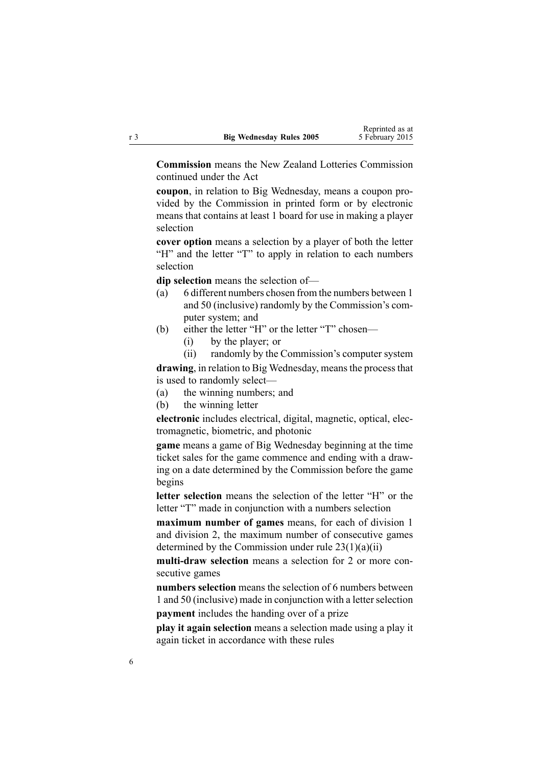**Commission** means the New Zealand Lotteries Commission continued under the Act

**coupon**, in relation to Big Wednesday, means a coupon provided by the Commission in printed form or by electronic means that contains at least 1 board for use in making a player selection

**cover option** means a selection by a player of both the letter "H" and the letter "T" to apply in relation to each numbers selection

**dip selection** means the selection of—

(a) 6 different numbers chosen from the numbers between 1 and 50 (inclusive) randomly by the Commission's computer system; and

(b) either the letter "H" or the letter "T" chosen—

 (i) by the player; or

 (ii) randomly by the Commission's computer system

**drawing**, in relation to Big Wednesday, means the process that is used to randomly select—

(a) the winning numbers; and

(b) the winning letter

**electronic** includes electrical, digital, magnetic, optical, electromagnetic, biometric, and photonic

**game** means a game of Big Wednesday beginning at the time ticket sales for the game commence and ending with a drawing on a date determined by the Commission before the game begins

**letter selection** means the selection of the letter "H" or the letter "T" made in conjunction with a numbers selection

**maximum number of games** means, for each of division 1 and division 2, the maximum number of consecutive games determined by the Commission under rule 23(1)(a)(ii)

**multi-draw selection** means a selection for 2 or more consecutive games

**numbers selection** means the selection of 6 numbers between 1 and 50 (inclusive) made in conjunction with a letter selection

**payment** includes the handing over of a prize

**play it again selection** means a selection made using a play it again ticket in accordance with these rules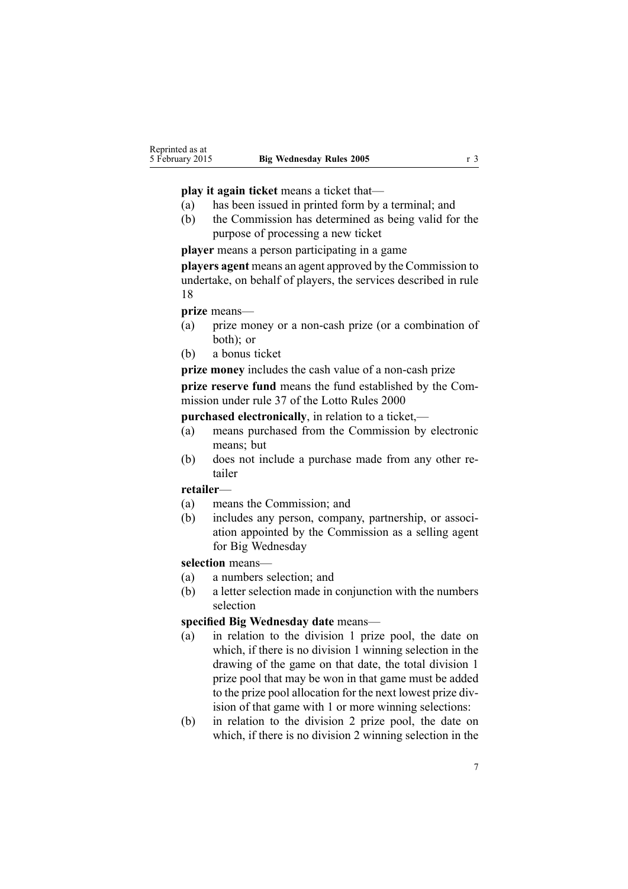**play it again ticket** means a ticket that—

- (a) has been issued in printed form by a terminal; and
- (b) the Commission has determined as being valid for the purpose of processing a new ticket

**player** means a person participating in a game

**players agent** means an agent approved by the Commission to undertake, on behalf of players, the services described in rule 18

**prize** means—

- (a) prize money or a non-cash prize (or a combination of both); or
- (b) a bonus ticket

**prize money** includes the cash value of a non-cash prize

**prize reserve fund** means the fund established by the Commission under rule 37 of the Lotto Rules 2000

**purchased electronically**, in relation to a ticket,—

- (a) means purchased from the Commission by electronic means; but
- (b) does not include a purchase made from any other retailer

**retailer**—

- (a) means the Commission; and
- (b) includes any person, company, partnership, or association appointed by the Commission as a selling agent for Big Wednesday

**selection** means—

- (a) a numbers selection; and
- (b) a letter selection made in conjunction with the numbers selection

**specified Big Wednesday date** means—

- (a) in relation to the division 1 prize pool, the date on which, if there is no division 1 winning selection in the drawing of the game on that date, the total division 1 prize pool that may be won in that game must be added to the prize pool allocation for the next lowest prize division of that game with 1 or more winning selections:
- (b) in relation to the division 2 prize pool, the date on which, if there is no division 2 winning selection in the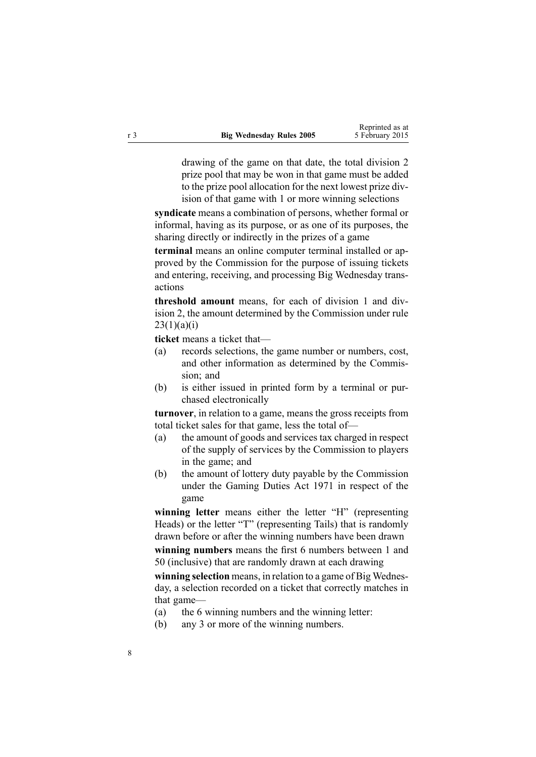drawing of the game on that date, the total division 2 prize pool that may be won in that game must be added to the prize pool allocation for the next lowest prize division of that game with 1 or more winning selections

**syndicate** means a combination of persons, whether formal or informal, having as its purpose, or as one of its purposes, the sharing directly or indirectly in the prizes of a game

**terminal** means an online computer terminal installed or approved by the Commission for the purpose of issuing tickets and entering, receiving, and processing Big Wednesday transactions

**threshold amount** means, for each of division 1 and division 2, the amount determined by the Commission under rule 23(1)(a)(i)

**ticket** means a ticket that—

(a) records selections, the game number or numbers, cost, and other information as determined by the Commission; and

(b) is either issued in printed form by a terminal or purchased electronically

**turnover**, in relation to a game, means the gross receipts from total ticket sales for that game, less the total of—

(a) the amount of goods and services tax charged in respect of the supply of services by the Commission to players in the game; and

(b) the amount of lottery duty payable by the Commission under the Gaming Duties Act 1971 in respect of the game

**winning letter** means either the letter "H" (representing Heads) or the letter "T" (representing Tails) that is randomly drawn before or after the winning numbers have been drawn

**winning numbers** means the first 6 numbers between 1 and 50 (inclusive) that are randomly drawn at each drawing

**winning selection** means, in relation to a game of Big Wednesday, a selection recorded on a ticket that correctly matches in that game—

(a) the 6 winning numbers and the winning letter:

(b) any 3 or more of the winning numbers.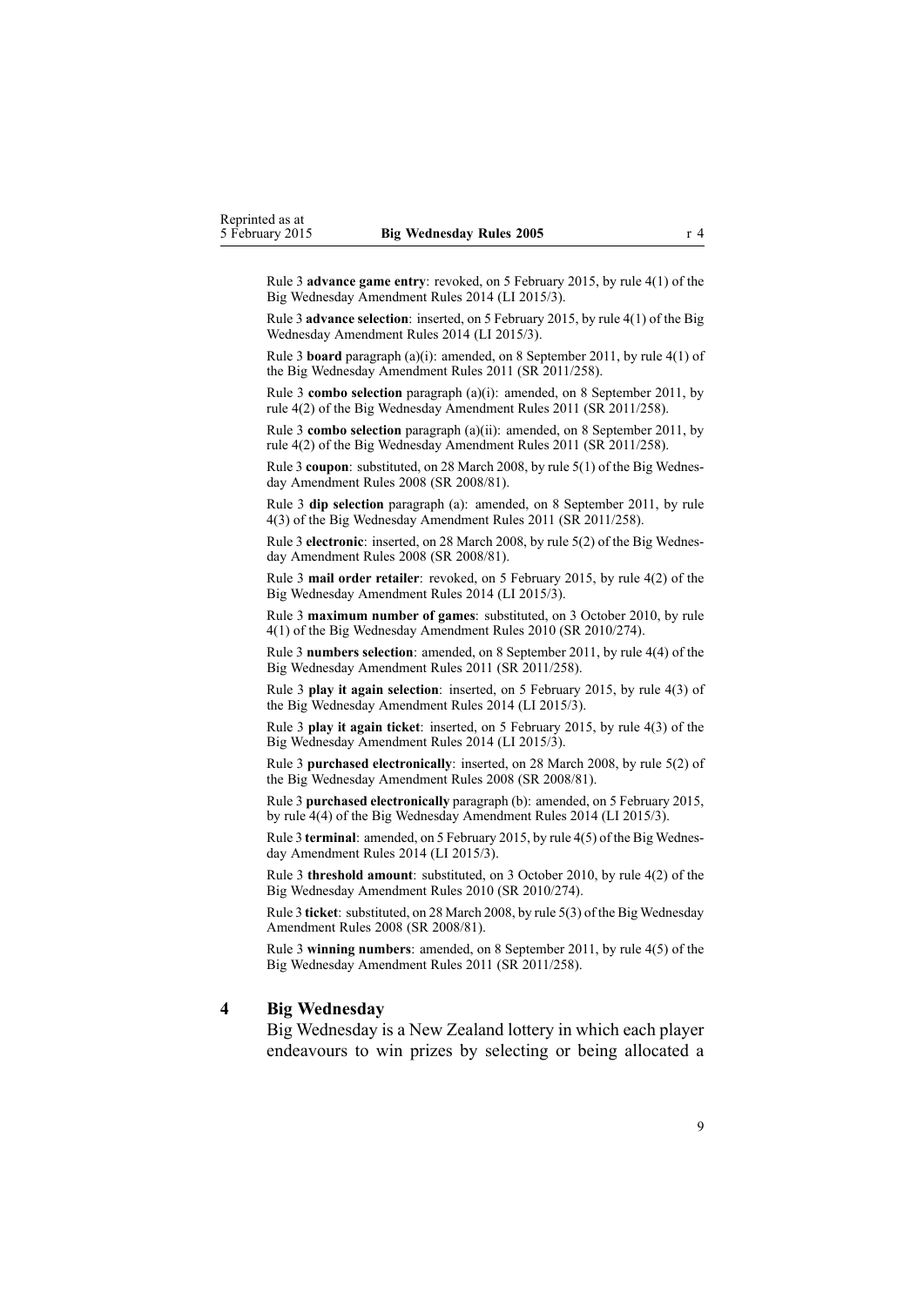Rule 3 **advance game entry**: revoked, on 5 February 2015, by rule 4(1) of the Big Wednesday Amendment Rules 2014 (LI 2015/3).

Rule 3 **advance selection**: inserted, on 5 February 2015, by rule 4(1) of the Big Wednesday Amendment Rules 2014 (LI 2015/3).

Rule 3 **board** paragraph (a)(i): amended, on 8 September 2011, by rule 4(1) of the Big Wednesday Amendment Rules 2011 (SR 2011/258).

Rule 3 **combo selection** paragraph (a)(i): amended, on 8 September 2011, by rule 4(2) of the Big Wednesday Amendment Rules 2011 (SR 2011/258).

Rule 3 **combo selection** paragraph (a)(ii): amended, on 8 September 2011, by rule 4(2) of the Big Wednesday Amendment Rules 2011 (SR 2011/258).

Rule 3 **coupon**: substituted, on 28 March 2008, by rule 5(1) of the Big Wednesday Amendment Rules 2008 (SR 2008/81).

Rule 3 **dip selection** paragraph (a): amended, on 8 September 2011, by rule 4(3) of the Big Wednesday Amendment Rules 2011 (SR 2011/258).

Rule 3 **electronic**: inserted, on 28 March 2008, by rule 5(2) of the Big Wednesday Amendment Rules 2008 (SR 2008/81).

Rule 3 **mail order retailer**: revoked, on 5 February 2015, by rule 4(2) of the Big Wednesday Amendment Rules 2014 (LI 2015/3).

Rule 3 **maximum number of games**: substituted, on 3 October 2010, by rule 4(1) of the Big Wednesday Amendment Rules 2010 (SR 2010/274).

Rule 3 **numbers selection**: amended, on 8 September 2011, by rule 4(4) of the Big Wednesday Amendment Rules 2011 (SR 2011/258).

Rule 3 **play it again selection**: inserted, on 5 February 2015, by rule 4(3) of the Big Wednesday Amendment Rules 2014 (LI 2015/3).

Rule 3 **play it again ticket**: inserted, on 5 February 2015, by rule 4(3) of the Big Wednesday Amendment Rules 2014 (LI 2015/3).

Rule 3 **purchased electronically**: inserted, on 28 March 2008, by rule 5(2) of the Big Wednesday Amendment Rules 2008 (SR 2008/81).

Rule 3 **purchased electronically** paragraph (b): amended, on 5 February 2015, by rule 4(4) of the Big Wednesday Amendment Rules 2014 (LI 2015/3).

Rule 3 **terminal**: amended, on 5 February 2015, by rule 4(5) of the Big Wednesday Amendment Rules 2014 (LI 2015/3).

Rule 3 **threshold amount**: substituted, on 3 October 2010, by rule 4(2) of the Big Wednesday Amendment Rules 2010 (SR 2010/274).

Rule 3 **ticket**: substituted, on 28 March 2008, by rule 5(3) of the Big Wednesday Amendment Rules 2008 (SR 2008/81).

Rule 3 **winning numbers**: amended, on 8 September 2011, by rule 4(5) of the Big Wednesday Amendment Rules 2011 (SR 2011/258).

## 4 Big Wednesday

Big Wednesday is a New Zealand lottery in which each player endeavours to win prizes by selecting or being allocated a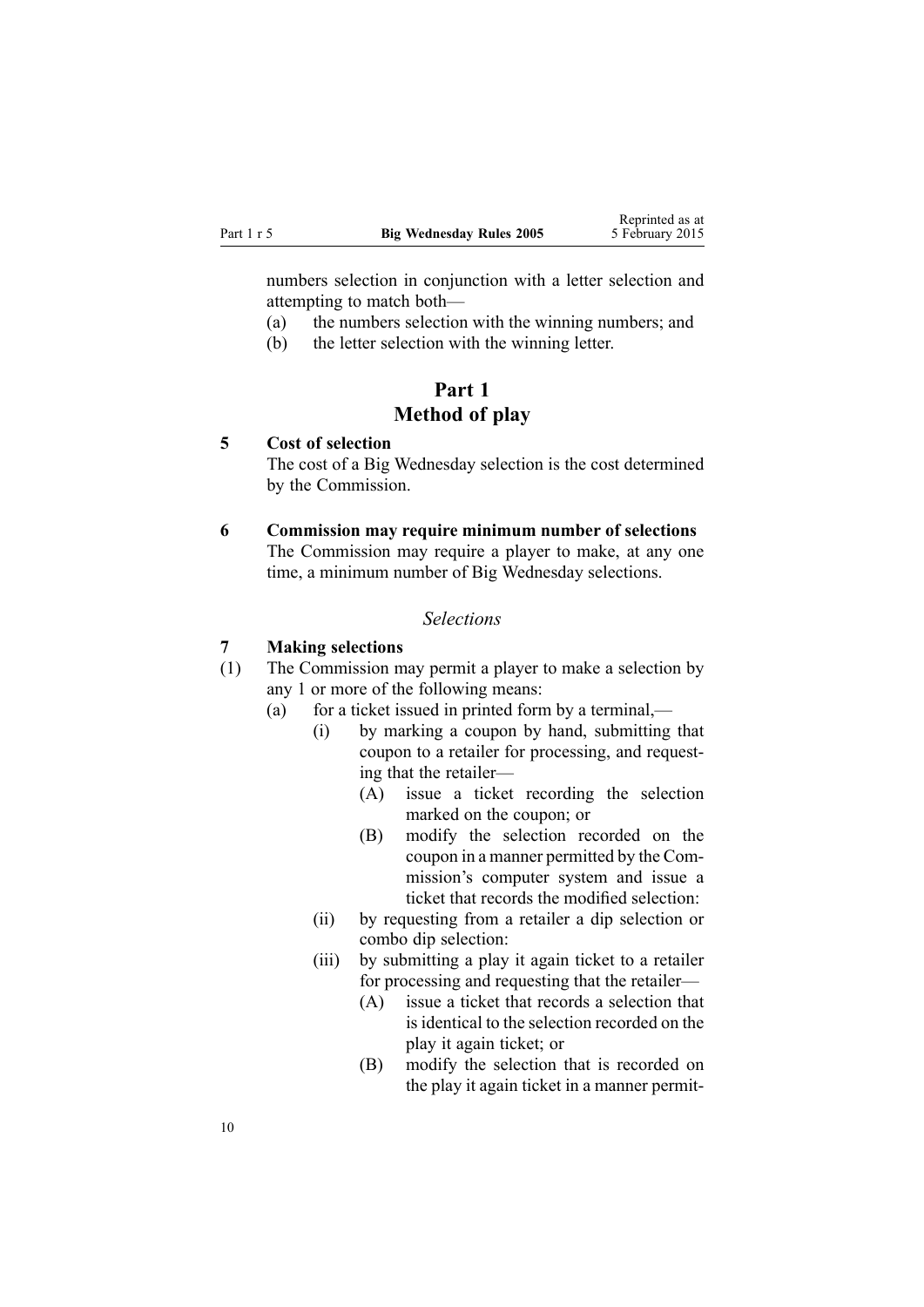numbers selection in conjunction with a letter selection and attempting to match both—

(a) the numbers selection with the winning numbers; and

(b) the letter selection with the winning letter.

# Part 1
# Method of play

### 5 Cost of selection

The cost of a Big Wednesday selection is the cost determined by the Commission.

### 6 Commission may require minimum number of selections

The Commission may require a player to make, at any one time, a minimum number of Big Wednesday selections.

## *Selections*

### 7 Making selections

(1) The Commission may permit a player to make a selection by any 1 or more of the following means:

- (a) for a ticket issued in printed form by a terminal,—
  - (i) by marking a coupon by hand, submitting that coupon to a retailer for processing, and requesting that the retailer—
    - (A) issue a ticket recording the selection marked on the coupon; or
    - (B) modify the selection recorded on the coupon in a manner permitted by the Commission's computer system and issue a ticket that records the modified selection:
  - (ii) by requesting from a retailer a dip selection or combo dip selection:
  - (iii) by submitting a play it again ticket to a retailer for processing and requesting that the retailer—
    - (A) issue a ticket that records a selection that is identical to the selection recorded on the play it again ticket; or
    - (B) modify the selection that is recorded on the play it again ticket in a manner permit-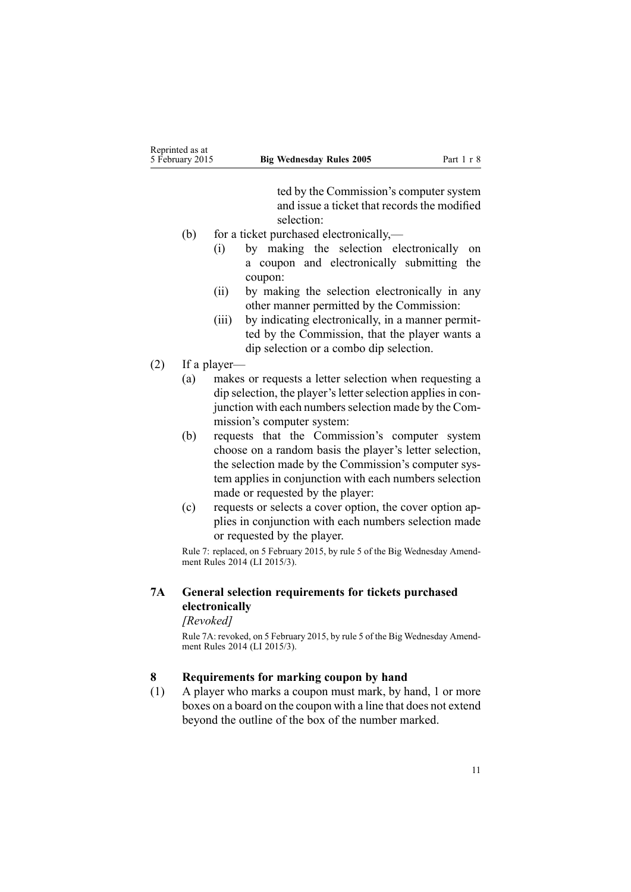ted by the Commission's computer system and issue a ticket that records the modified selection:

(b) for a ticket purchased electronically,—

  (i) by making the selection electronically on a coupon and electronically submitting the coupon:

  (ii) by making the selection electronically in any other manner permitted by the Commission:

  (iii) by indicating electronically, in a manner permitted by the Commission, that the player wants a dip selection or a combo dip selection.

(2) If a player—

(a) makes or requests a letter selection when requesting a dip selection, the player's letter selection applies in conjunction with each numbers selection made by the Commission's computer system:

(b) requests that the Commission's computer system choose on a random basis the player's letter selection, the selection made by the Commission's computer system applies in conjunction with each numbers selection made or requested by the player:

(c) requests or selects a cover option, the cover option applies in conjunction with each numbers selection made or requested by the player.

Rule 7: replaced, on 5 February 2015, by rule 5 of the Big Wednesday Amendment Rules 2014 (LI 2015/3).

### 7A General selection requirements for tickets purchased electronically

*[Revoked]*

Rule 7A: revoked, on 5 February 2015, by rule 5 of the Big Wednesday Amendment Rules 2014 (LI 2015/3).

### 8 Requirements for marking coupon by hand

(1) A player who marks a coupon must mark, by hand, 1 or more boxes on a board on the coupon with a line that does not extend beyond the outline of the box of the number marked.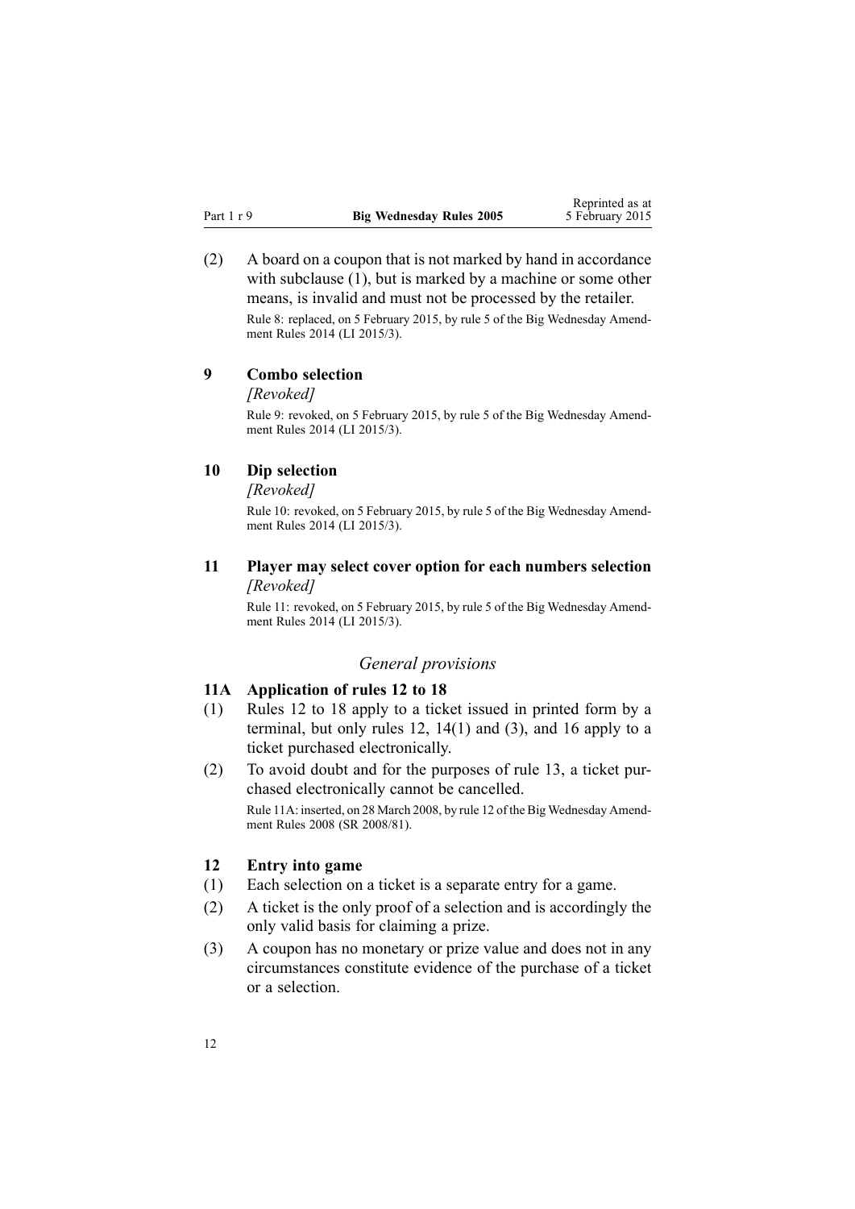(2) A board on a coupon that is not marked by hand in accordance with subclause (1), but is marked by a machine or some other means, is invalid and must not be processed by the retailer.

Rule 8: replaced, on 5 February 2015, by rule 5 of the Big Wednesday Amendment Rules 2014 (LI 2015/3).

### 9 Combo selection

*[Revoked]*

Rule 9: revoked, on 5 February 2015, by rule 5 of the Big Wednesday Amendment Rules 2014 (LI 2015/3).

### 10 Dip selection

*[Revoked]*

Rule 10: revoked, on 5 February 2015, by rule 5 of the Big Wednesday Amendment Rules 2014 (LI 2015/3).

### 11 Player may select cover option for each numbers selection

*[Revoked]*

Rule 11: revoked, on 5 February 2015, by rule 5 of the Big Wednesday Amendment Rules 2014 (LI 2015/3).

## *General provisions*

### 11A Application of rules 12 to 18

(1) Rules 12 to 18 apply to a ticket issued in printed form by a terminal, but only rules 12, 14(1) and (3), and 16 apply to a ticket purchased electronically.

(2) To avoid doubt and for the purposes of rule 13, a ticket purchased electronically cannot be cancelled.

Rule 11A: inserted, on 28 March 2008, by rule 12 of the Big Wednesday Amendment Rules 2008 (SR 2008/81).

### 12 Entry into game

(1) Each selection on a ticket is a separate entry for a game.

(2) A ticket is the only proof of a selection and is accordingly the only valid basis for claiming a prize.

(3) A coupon has no monetary or prize value and does not in any circumstances constitute evidence of the purchase of a ticket or a selection.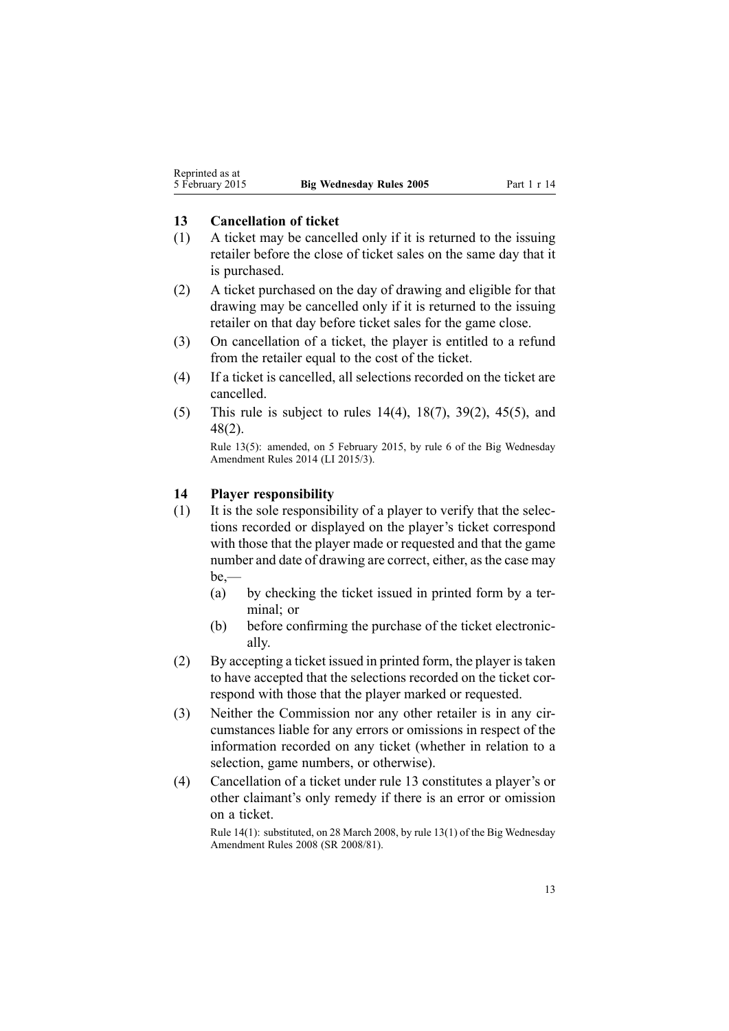## 13 Cancellation of ticket

(1) A ticket may be cancelled only if it is returned to the issuing retailer before the close of ticket sales on the same day that it is purchased.

(2) A ticket purchased on the day of drawing and eligible for that drawing may be cancelled only if it is returned to the issuing retailer on that day before ticket sales for the game close.

(3) On cancellation of a ticket, the player is entitled to a refund from the retailer equal to the cost of the ticket.

(4) If a ticket is cancelled, all selections recorded on the ticket are cancelled.

(5) This rule is subject to rules 14(4), 18(7), 39(2), 45(5), and 48(2).

Rule 13(5): amended, on 5 February 2015, by rule 6 of the Big Wednesday Amendment Rules 2014 (LI 2015/3).

## 14 Player responsibility

(1) It is the sole responsibility of a player to verify that the selections recorded or displayed on the player's ticket correspond with those that the player made or requested and that the game number and date of drawing are correct, either, as the case may be,—

   (a) by checking the ticket issued in printed form by a terminal; or

   (b) before confirming the purchase of the ticket electronically.

(2) By accepting a ticket issued in printed form, the player is taken to have accepted that the selections recorded on the ticket correspond with those that the player marked or requested.

(3) Neither the Commission nor any other retailer is in any circumstances liable for any errors or omissions in respect of the information recorded on any ticket (whether in relation to a selection, game numbers, or otherwise).

(4) Cancellation of a ticket under rule 13 constitutes a player's or other claimant's only remedy if there is an error or omission on a ticket.

Rule 14(1): substituted, on 28 March 2008, by rule 13(1) of the Big Wednesday Amendment Rules 2008 (SR 2008/81).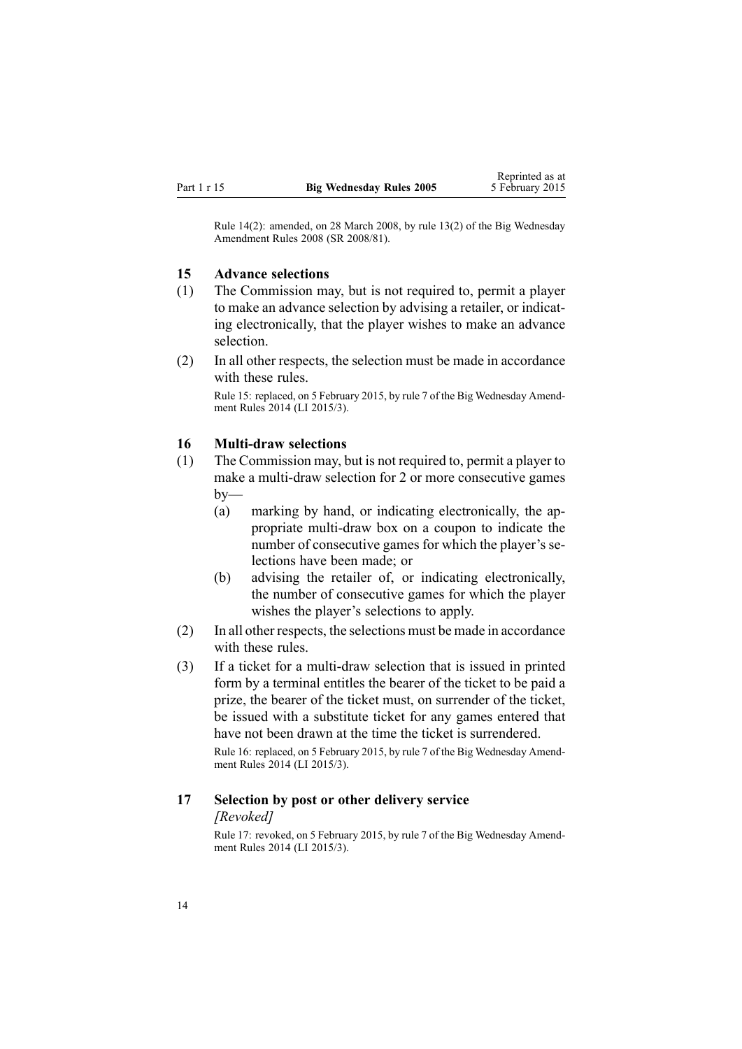Rule 14(2): amended, on 28 March 2008, by rule 13(2) of the Big Wednesday Amendment Rules 2008 (SR 2008/81).

### 15 Advance selections

(1) The Commission may, but is not required to, permit a player to make an advance selection by advising a retailer, or indicating electronically, that the player wishes to make an advance selection.

(2) In all other respects, the selection must be made in accordance with these rules.

Rule 15: replaced, on 5 February 2015, by rule 7 of the Big Wednesday Amendment Rules 2014 (LI 2015/3).

### 16 Multi-draw selections

(1) The Commission may, but is not required to, permit a player to make a multi-draw selection for 2 or more consecutive games by—

(a) marking by hand, or indicating electronically, the appropriate multi-draw box on a coupon to indicate the number of consecutive games for which the player's selections have been made; or

(b) advising the retailer of, or indicating electronically, the number of consecutive games for which the player wishes the player's selections to apply.

(2) In all other respects, the selections must be made in accordance with these rules.

(3) If a ticket for a multi-draw selection that is issued in printed form by a terminal entitles the bearer of the ticket to be paid a prize, the bearer of the ticket must, on surrender of the ticket, be issued with a substitute ticket for any games entered that have not been drawn at the time the ticket is surrendered.

Rule 16: replaced, on 5 February 2015, by rule 7 of the Big Wednesday Amendment Rules 2014 (LI 2015/3).

### 17 Selection by post or other delivery service

*[Revoked]*

Rule 17: revoked, on 5 February 2015, by rule 7 of the Big Wednesday Amendment Rules 2014 (LI 2015/3).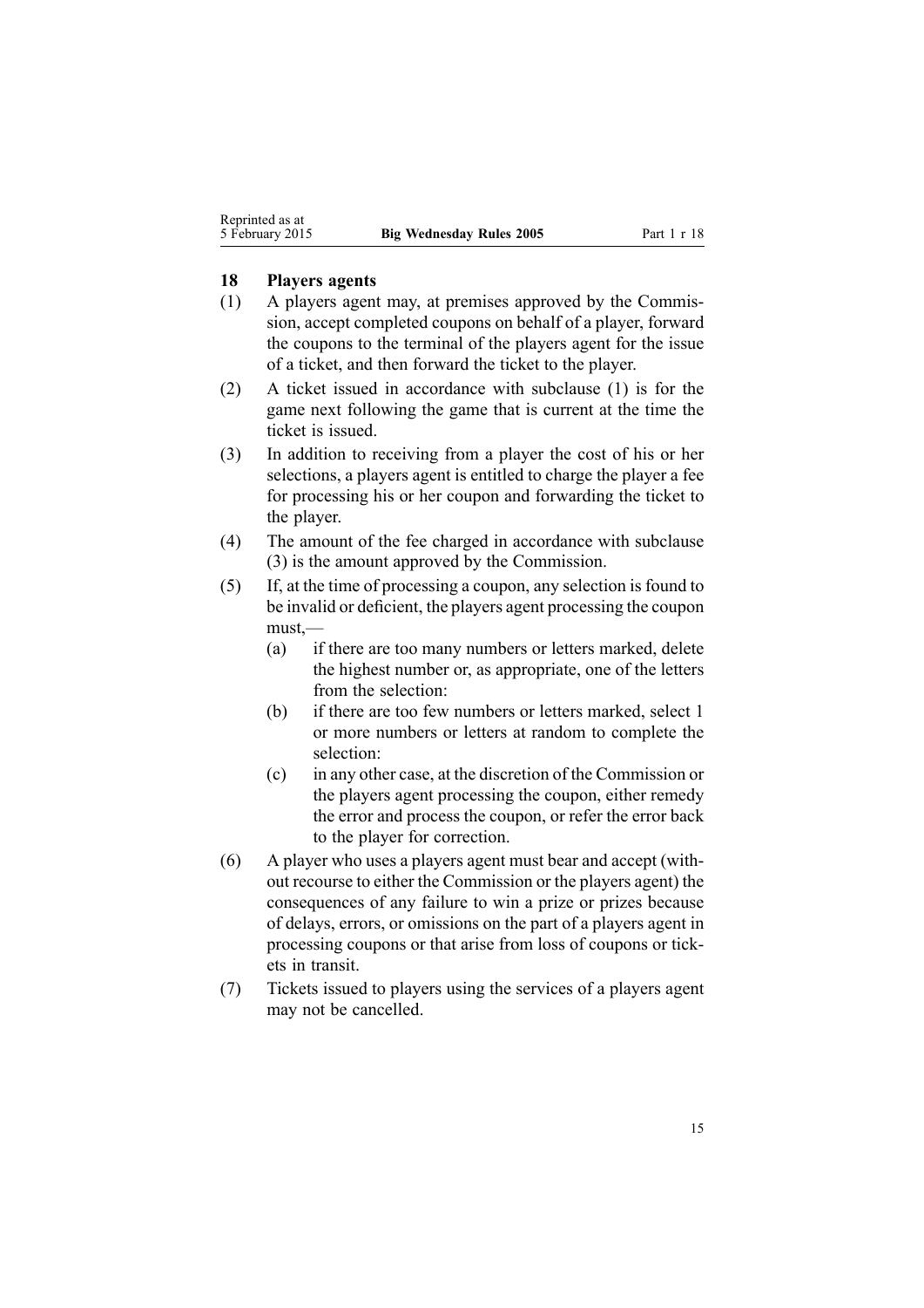## 18 Players agents

(1) A players agent may, at premises approved by the Commission, accept completed coupons on behalf of a player, forward the coupons to the terminal of the players agent for the issue of a ticket, and then forward the ticket to the player.

(2) A ticket issued in accordance with subclause (1) is for the game next following the game that is current at the time the ticket is issued.

(3) In addition to receiving from a player the cost of his or her selections, a players agent is entitled to charge the player a fee for processing his or her coupon and forwarding the ticket to the player.

(4) The amount of the fee charged in accordance with subclause (3) is the amount approved by the Commission.

(5) If, at the time of processing a coupon, any selection is found to be invalid or deficient, the players agent processing the coupon must,—

- (a) if there are too many numbers or letters marked, delete the highest number or, as appropriate, one of the letters from the selection:
- (b) if there are too few numbers or letters marked, select 1 or more numbers or letters at random to complete the selection:
- (c) in any other case, at the discretion of the Commission or the players agent processing the coupon, either remedy the error and process the coupon, or refer the error back to the player for correction.

(6) A player who uses a players agent must bear and accept (without recourse to either the Commission or the players agent) the consequences of any failure to win a prize or prizes because of delays, errors, or omissions on the part of a players agent in processing coupons or that arise from loss of coupons or tickets in transit.

(7) Tickets issued to players using the services of a players agent may not be cancelled.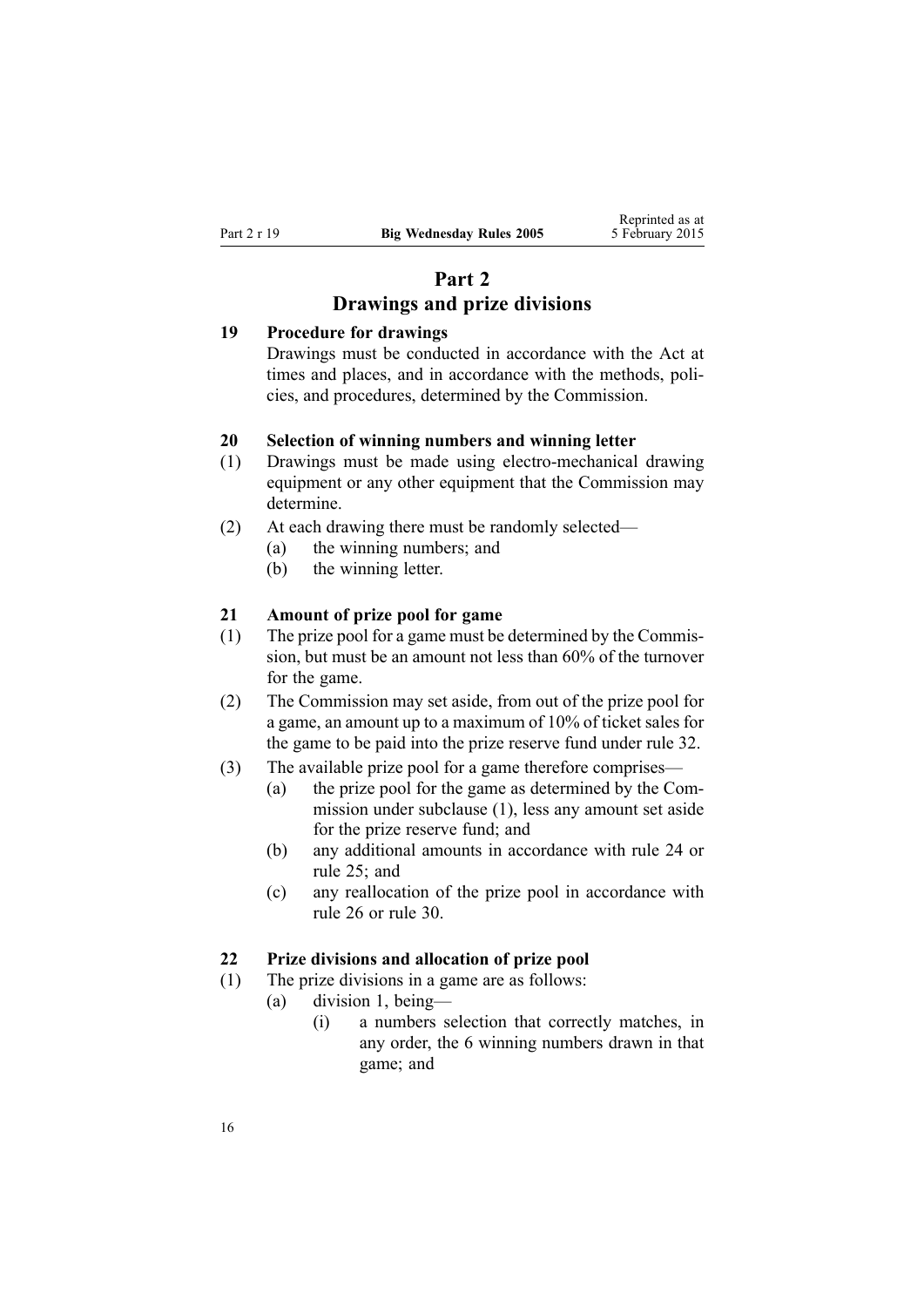# Part 2
# Drawings and prize divisions

### 19 Procedure for drawings

Drawings must be conducted in accordance with the Act at times and places, and in accordance with the methods, policies, and procedures, determined by the Commission.

### 20 Selection of winning numbers and winning letter

(1) Drawings must be made using electro-mechanical drawing equipment or any other equipment that the Commission may determine.

(2) At each drawing there must be randomly selected—

- (a) the winning numbers; and
- (b) the winning letter.

### 21 Amount of prize pool for game

(1) The prize pool for a game must be determined by the Commission, but must be an amount not less than 60% of the turnover for the game.

(2) The Commission may set aside, from out of the prize pool for a game, an amount up to a maximum of 10% of ticket sales for the game to be paid into the prize reserve fund under rule 32.

(3) The available prize pool for a game therefore comprises—

- (a) the prize pool for the game as determined by the Commission under subclause (1), less any amount set aside for the prize reserve fund; and
- (b) any additional amounts in accordance with rule 24 or rule 25; and
- (c) any reallocation of the prize pool in accordance with rule 26 or rule 30.

### 22 Prize divisions and allocation of prize pool

(1) The prize divisions in a game are as follows:

- (a) division 1, being—
  - (i) a numbers selection that correctly matches, in any order, the 6 winning numbers drawn in that game; and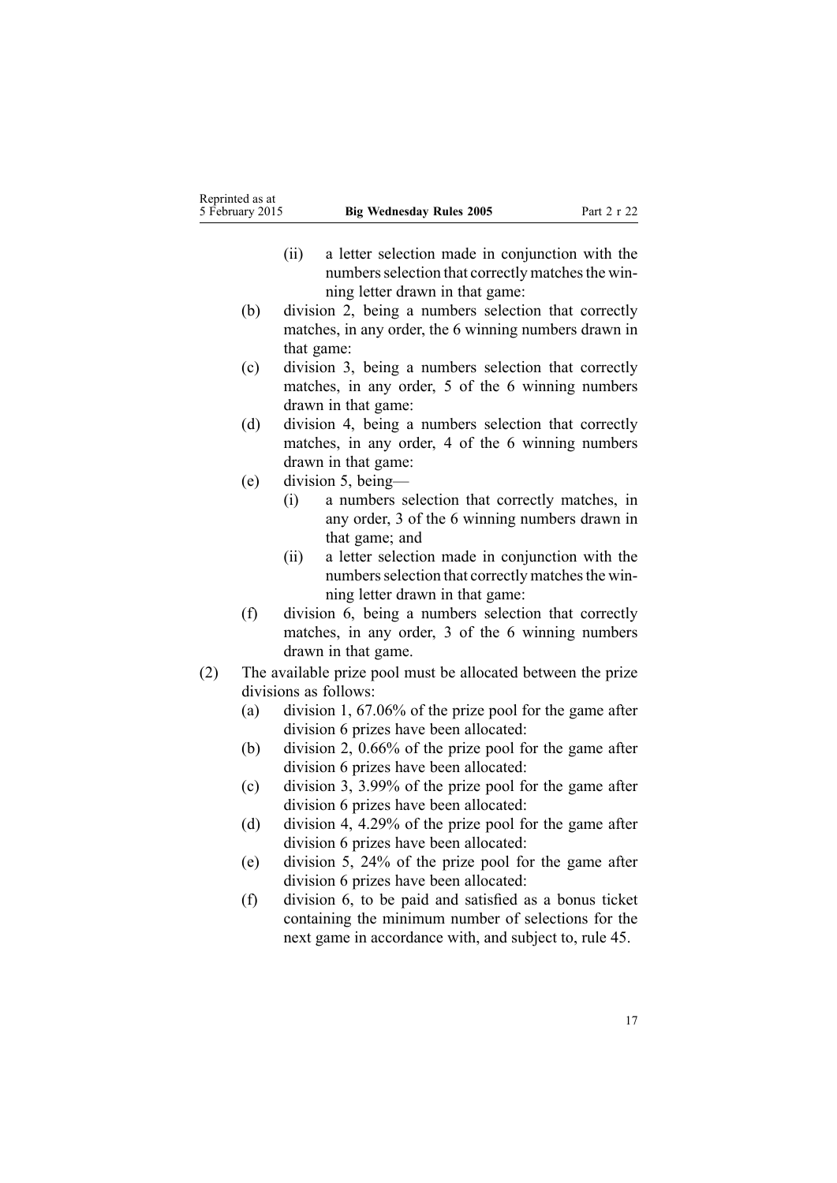(ii) a letter selection made in conjunction with the numbers selection that correctly matches the winning letter drawn in that game:

(b) division 2, being a numbers selection that correctly matches, in any order, the 6 winning numbers drawn in that game:

(c) division 3, being a numbers selection that correctly matches, in any order, 5 of the 6 winning numbers drawn in that game:

(d) division 4, being a numbers selection that correctly matches, in any order, 4 of the 6 winning numbers drawn in that game:

(e) division 5, being—

(i) a numbers selection that correctly matches, in any order, 3 of the 6 winning numbers drawn in that game; and

(ii) a letter selection made in conjunction with the numbers selection that correctly matches the winning letter drawn in that game:

(f) division 6, being a numbers selection that correctly matches, in any order, 3 of the 6 winning numbers drawn in that game.

(2) The available prize pool must be allocated between the prize divisions as follows:

(a) division 1, 67.06% of the prize pool for the game after division 6 prizes have been allocated:

(b) division 2, 0.66% of the prize pool for the game after division 6 prizes have been allocated:

(c) division 3, 3.99% of the prize pool for the game after division 6 prizes have been allocated:

(d) division 4, 4.29% of the prize pool for the game after division 6 prizes have been allocated:

(e) division 5, 24% of the prize pool for the game after division 6 prizes have been allocated:

(f) division 6, to be paid and satisfied as a bonus ticket containing the minimum number of selections for the next game in accordance with, and subject to, rule 45.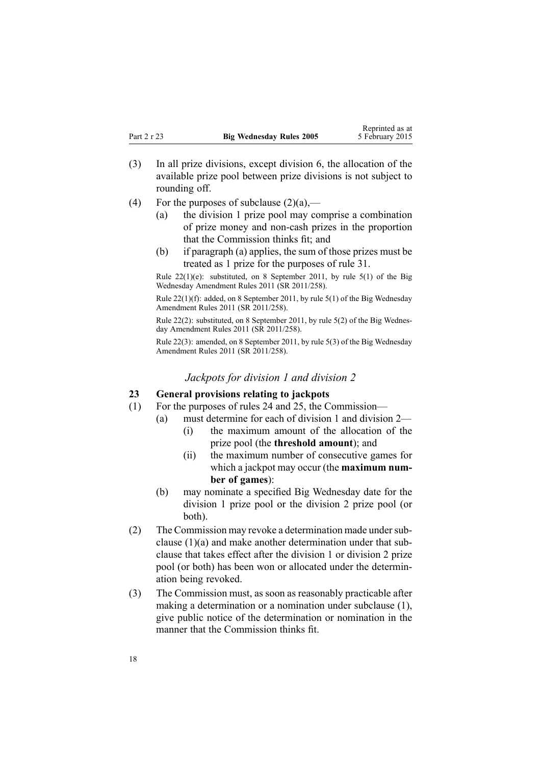(3) In all prize divisions, except division 6, the allocation of the available prize pool between prize divisions is not subject to rounding off.

(4) For the purposes of subclause (2)(a),—

   (a) the division 1 prize pool may comprise a combination of prize money and non-cash prizes in the proportion that the Commission thinks fit; and

   (b) if paragraph (a) applies, the sum of those prizes must be treated as 1 prize for the purposes of rule 31.

Rule 22(1)(e): substituted, on 8 September 2011, by rule 5(1) of the Big Wednesday Amendment Rules 2011 (SR 2011/258).

Rule 22(1)(f): added, on 8 September 2011, by rule 5(1) of the Big Wednesday Amendment Rules 2011 (SR 2011/258).

Rule 22(2): substituted, on 8 September 2011, by rule 5(2) of the Big Wednesday Amendment Rules 2011 (SR 2011/258).

Rule 22(3): amended, on 8 September 2011, by rule 5(3) of the Big Wednesday Amendment Rules 2011 (SR 2011/258).

### *Jackpots for division 1 and division 2*

### 23 General provisions relating to jackpots

(1) For the purposes of rules 24 and 25, the Commission—

   (a) must determine for each of division 1 and division 2—

      (i) the maximum amount of the allocation of the prize pool (the **threshold amount**); and

      (ii) the maximum number of consecutive games for which a jackpot may occur (the **maximum number of games**):

   (b) may nominate a specified Big Wednesday date for the division 1 prize pool or the division 2 prize pool (or both).

(2) The Commission may revoke a determination made under subclause (1)(a) and make another determination under that subclause that takes effect after the division 1 or division 2 prize pool (or both) has been won or allocated under the determination being revoked.

(3) The Commission must, as soon as reasonably practicable after making a determination or a nomination under subclause (1), give public notice of the determination or nomination in the manner that the Commission thinks fit.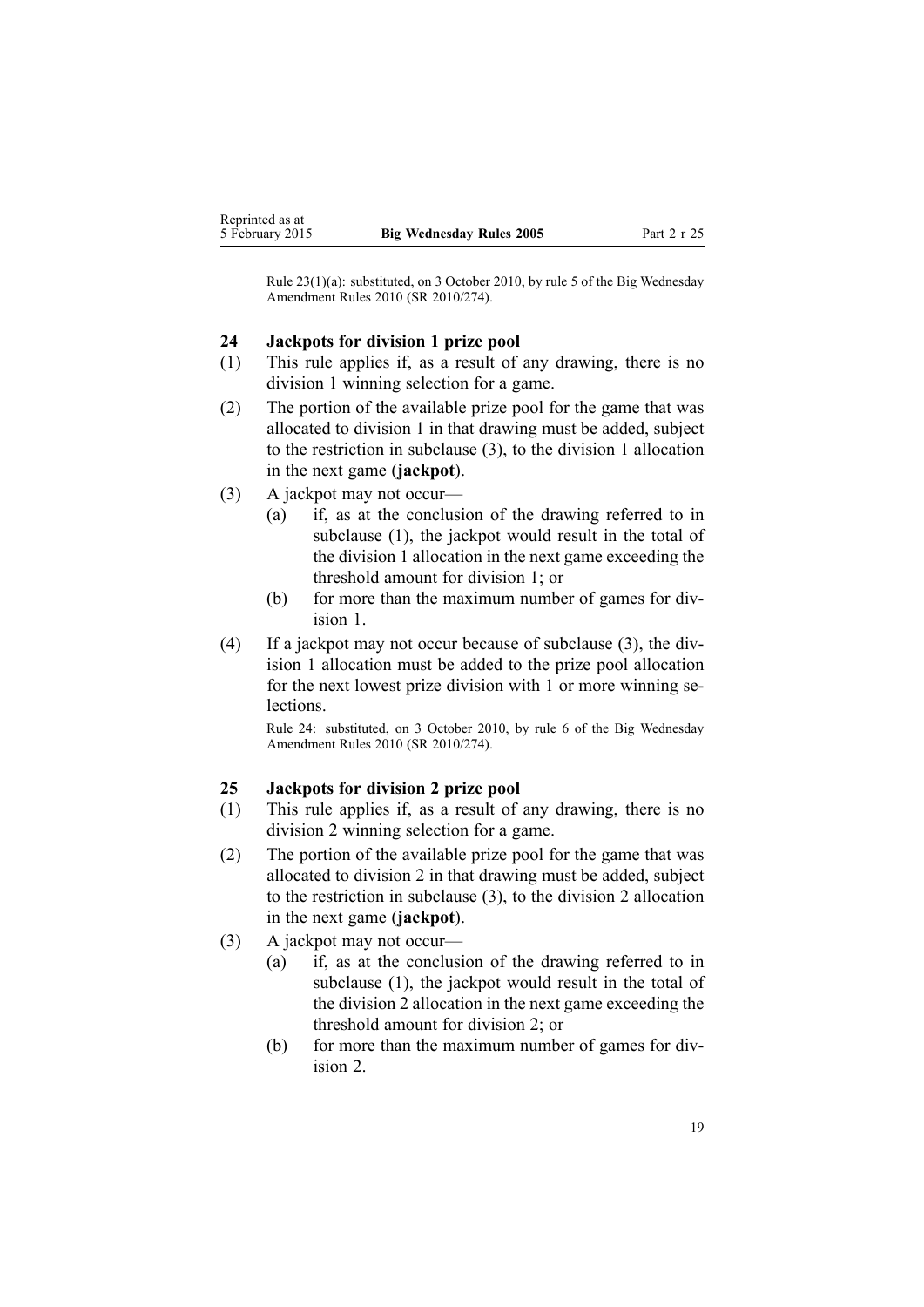Rule 23(1)(a): substituted, on 3 October 2010, by rule 5 of the Big Wednesday Amendment Rules 2010 (SR 2010/274).

### 24 Jackpots for division 1 prize pool

(1) This rule applies if, as a result of any drawing, there is no division 1 winning selection for a game.

(2) The portion of the available prize pool for the game that was allocated to division 1 in that drawing must be added, subject to the restriction in subclause (3), to the division 1 allocation in the next game (**jackpot**).

(3) A jackpot may not occur—

  (a) if, as at the conclusion of the drawing referred to in subclause (1), the jackpot would result in the total of the division 1 allocation in the next game exceeding the threshold amount for division 1; or

  (b) for more than the maximum number of games for division 1.

(4) If a jackpot may not occur because of subclause (3), the division 1 allocation must be added to the prize pool allocation for the next lowest prize division with 1 or more winning selections.

Rule 24: substituted, on 3 October 2010, by rule 6 of the Big Wednesday Amendment Rules 2010 (SR 2010/274).

### 25 Jackpots for division 2 prize pool

(1) This rule applies if, as a result of any drawing, there is no division 2 winning selection for a game.

(2) The portion of the available prize pool for the game that was allocated to division 2 in that drawing must be added, subject to the restriction in subclause (3), to the division 2 allocation in the next game (**jackpot**).

(3) A jackpot may not occur—

  (a) if, as at the conclusion of the drawing referred to in subclause (1), the jackpot would result in the total of the division 2 allocation in the next game exceeding the threshold amount for division 2; or

  (b) for more than the maximum number of games for division 2.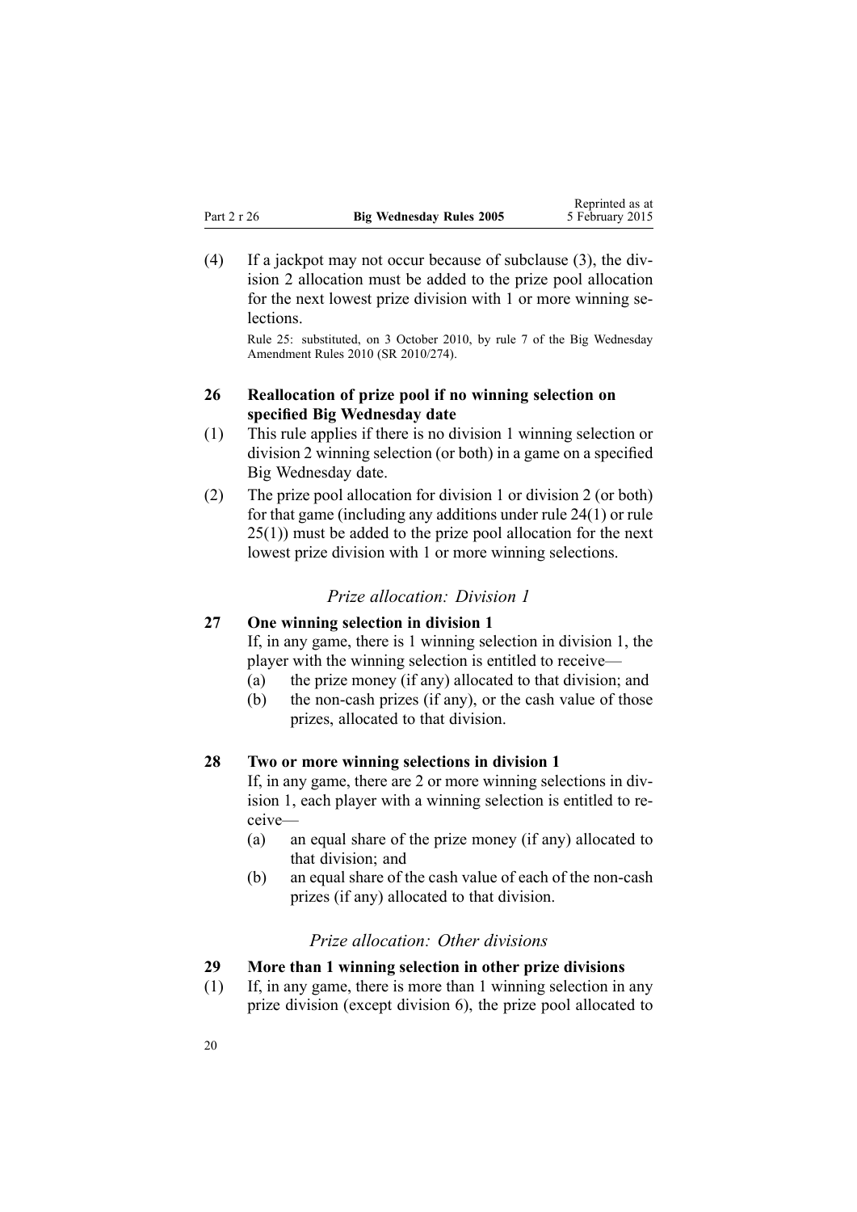(4) If a jackpot may not occur because of subclause (3), the division 2 allocation must be added to the prize pool allocation for the next lowest prize division with 1 or more winning selections.

Rule 25: substituted, on 3 October 2010, by rule 7 of the Big Wednesday Amendment Rules 2010 (SR 2010/274).

### 26 Reallocation of prize pool if no winning selection on specified Big Wednesday date

(1) This rule applies if there is no division 1 winning selection or division 2 winning selection (or both) in a game on a specified Big Wednesday date.

(2) The prize pool allocation for division 1 or division 2 (or both) for that game (including any additions under rule 24(1) or rule 25(1)) must be added to the prize pool allocation for the next lowest prize division with 1 or more winning selections.

*Prize allocation: Division 1*

### 27 One winning selection in division 1

If, in any game, there is 1 winning selection in division 1, the player with the winning selection is entitled to receive—

(a) the prize money (if any) allocated to that division; and

(b) the non-cash prizes (if any), or the cash value of those prizes, allocated to that division.

### 28 Two or more winning selections in division 1

If, in any game, there are 2 or more winning selections in division 1, each player with a winning selection is entitled to receive—

(a) an equal share of the prize money (if any) allocated to that division; and

(b) an equal share of the cash value of each of the non-cash prizes (if any) allocated to that division.

*Prize allocation: Other divisions*

### 29 More than 1 winning selection in other prize divisions

(1) If, in any game, there is more than 1 winning selection in any prize division (except division 6), the prize pool allocated to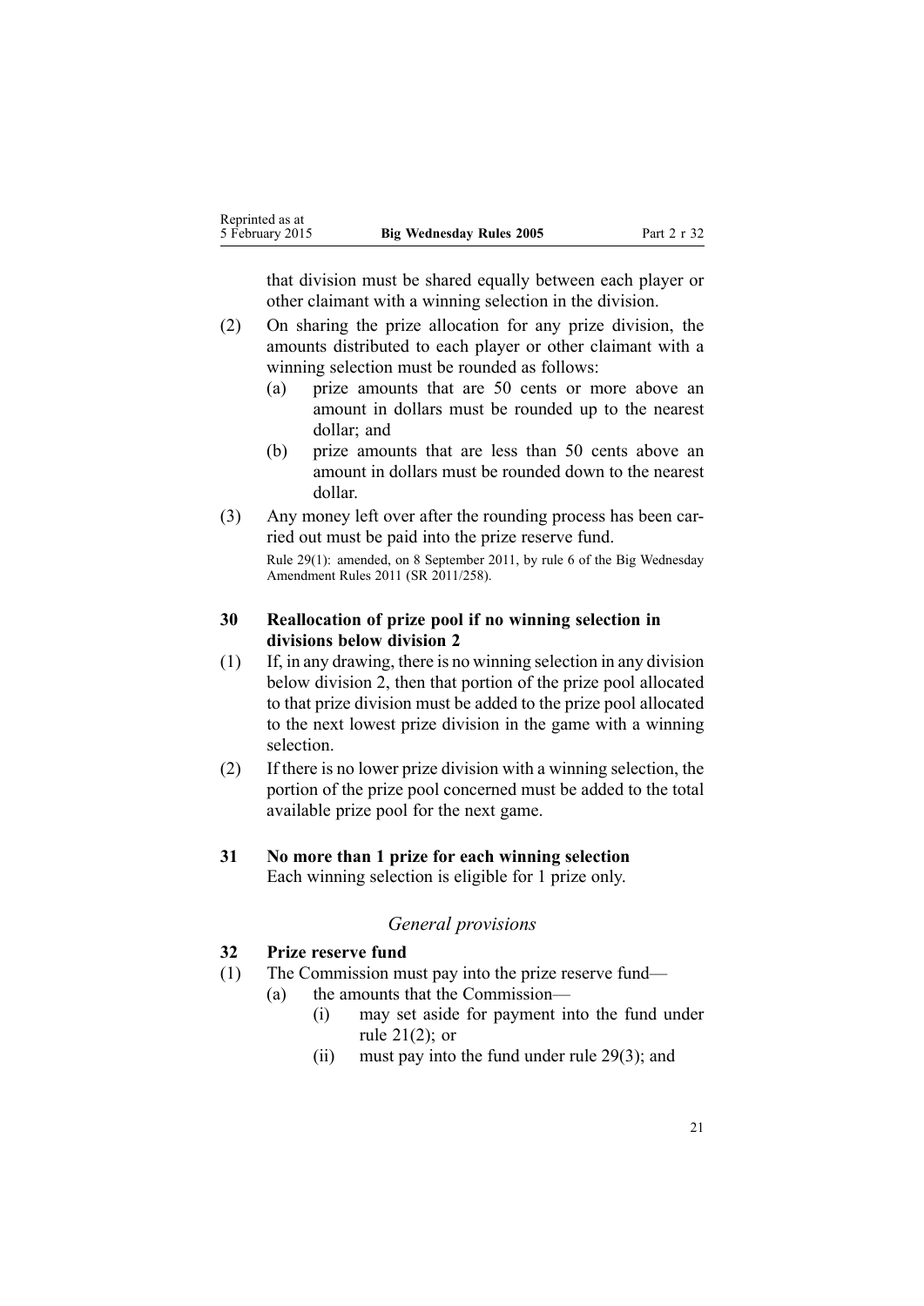that division must be shared equally between each player or other claimant with a winning selection in the division.

(2) On sharing the prize allocation for any prize division, the amounts distributed to each player or other claimant with a winning selection must be rounded as follows:

  (a) prize amounts that are 50 cents or more above an amount in dollars must be rounded up to the nearest dollar; and

  (b) prize amounts that are less than 50 cents above an amount in dollars must be rounded down to the nearest dollar.

(3) Any money left over after the rounding process has been carried out must be paid into the prize reserve fund.

Rule 29(1): amended, on 8 September 2011, by rule 6 of the Big Wednesday Amendment Rules 2011 (SR 2011/258).

### 30 Reallocation of prize pool if no winning selection in divisions below division 2

(1) If, in any drawing, there is no winning selection in any division below division 2, then that portion of the prize pool allocated to that prize division must be added to the prize pool allocated to the next lowest prize division in the game with a winning selection.

(2) If there is no lower prize division with a winning selection, the portion of the prize pool concerned must be added to the total available prize pool for the next game.

### 31 No more than 1 prize for each winning selection

Each winning selection is eligible for 1 prize only.

## *General provisions*

### 32 Prize reserve fund

(1) The Commission must pay into the prize reserve fund—

  (a) the amounts that the Commission—

    (i) may set aside for payment into the fund under rule 21(2); or

    (ii) must pay into the fund under rule 29(3); and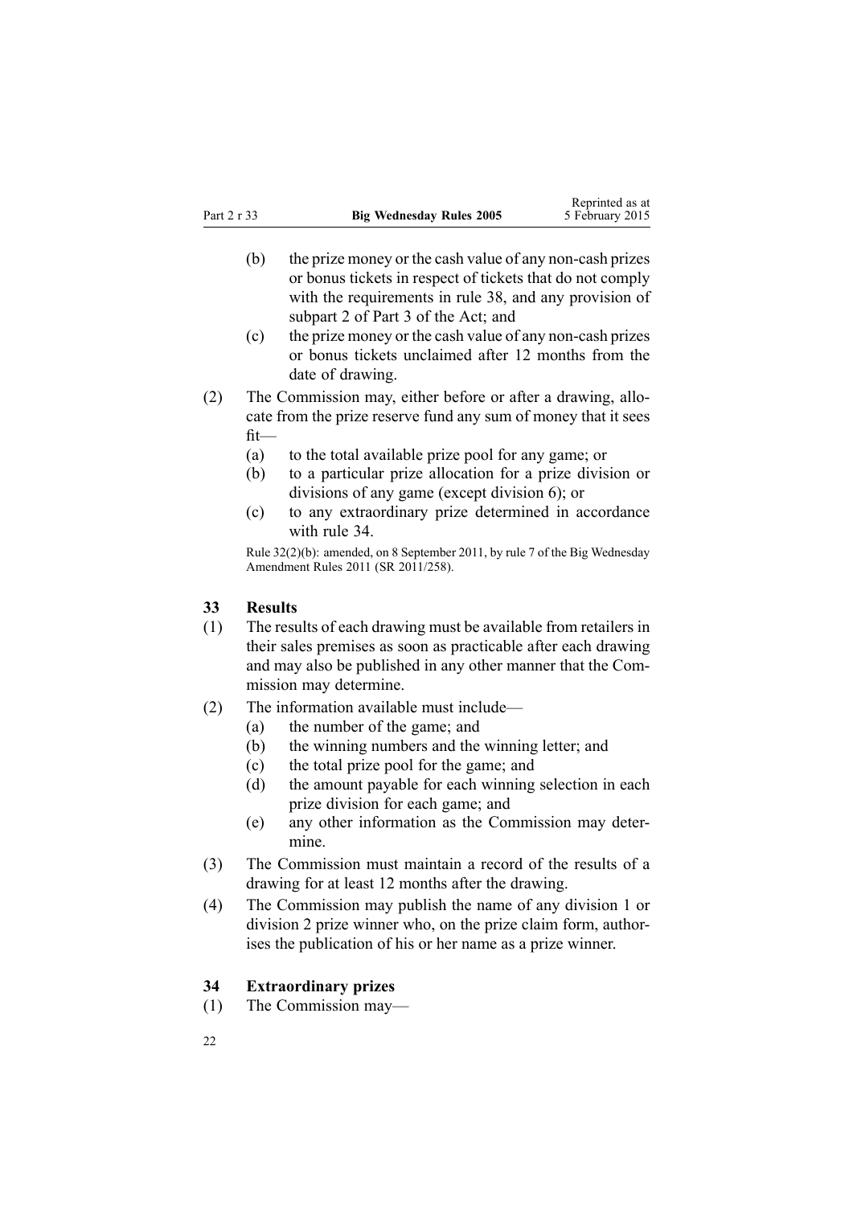(b) the prize money or the cash value of any non-cash prizes or bonus tickets in respect of tickets that do not comply with the requirements in rule 38, and any provision of subpart 2 of Part 3 of the Act; and

(c) the prize money or the cash value of any non-cash prizes or bonus tickets unclaimed after 12 months from the date of drawing.

(2) The Commission may, either before or after a drawing, allocate from the prize reserve fund any sum of money that it sees fit—

(a) to the total available prize pool for any game; or

(b) to a particular prize allocation for a prize division or divisions of any game (except division 6); or

(c) to any extraordinary prize determined in accordance with rule 34.

Rule 32(2)(b): amended, on 8 September 2011, by rule 7 of the Big Wednesday Amendment Rules 2011 (SR 2011/258).

### 33 Results

(1) The results of each drawing must be available from retailers in their sales premises as soon as practicable after each drawing and may also be published in any other manner that the Commission may determine.

(2) The information available must include—

(a) the number of the game; and

(b) the winning numbers and the winning letter; and

(c) the total prize pool for the game; and

(d) the amount payable for each winning selection in each prize division for each game; and

(e) any other information as the Commission may determine.

(3) The Commission must maintain a record of the results of a drawing for at least 12 months after the drawing.

(4) The Commission may publish the name of any division 1 or division 2 prize winner who, on the prize claim form, authorises the publication of his or her name as a prize winner.

### 34 Extraordinary prizes

(1) The Commission may—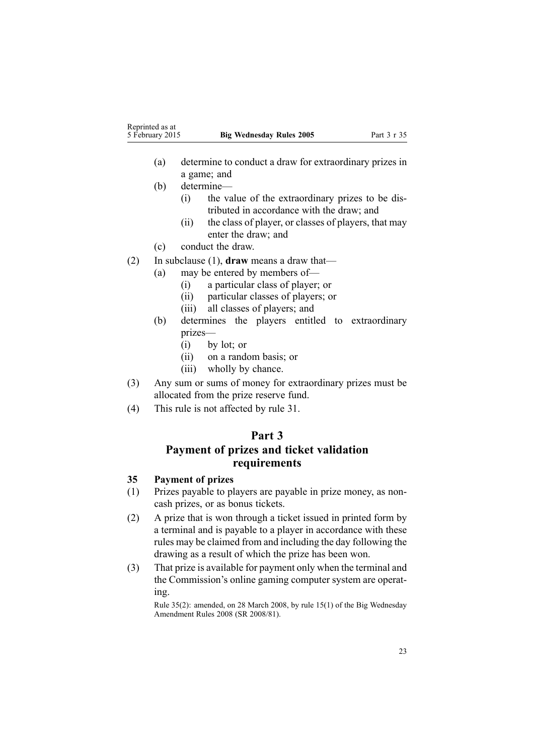(a) determine to conduct a draw for extraordinary prizes in a game; and

(b) determine—

  (i) the value of the extraordinary prizes to be distributed in accordance with the draw; and

  (ii) the class of player, or classes of players, that may enter the draw; and

(c) conduct the draw.

(2) In subclause (1), **draw** means a draw that—

  (a) may be entered by members of—

    (i) a particular class of player; or

    (ii) particular classes of players; or

    (iii) all classes of players; and

  (b) determines the players entitled to extraordinary prizes—

    (i) by lot; or

    (ii) on a random basis; or

    (iii) wholly by chance.

(3) Any sum or sums of money for extraordinary prizes must be allocated from the prize reserve fund.

(4) This rule is not affected by rule 31.

# Part 3
# Payment of prizes and ticket validation requirements

### 35 Payment of prizes

(1) Prizes payable to players are payable in prize money, as non-cash prizes, or as bonus tickets.

(2) A prize that is won through a ticket issued in printed form by a terminal and is payable to a player in accordance with these rules may be claimed from and including the day following the drawing as a result of which the prize has been won.

(3) That prize is available for payment only when the terminal and the Commission's online gaming computer system are operating.

Rule 35(2): amended, on 28 March 2008, by rule 15(1) of the Big Wednesday Amendment Rules 2008 (SR 2008/81).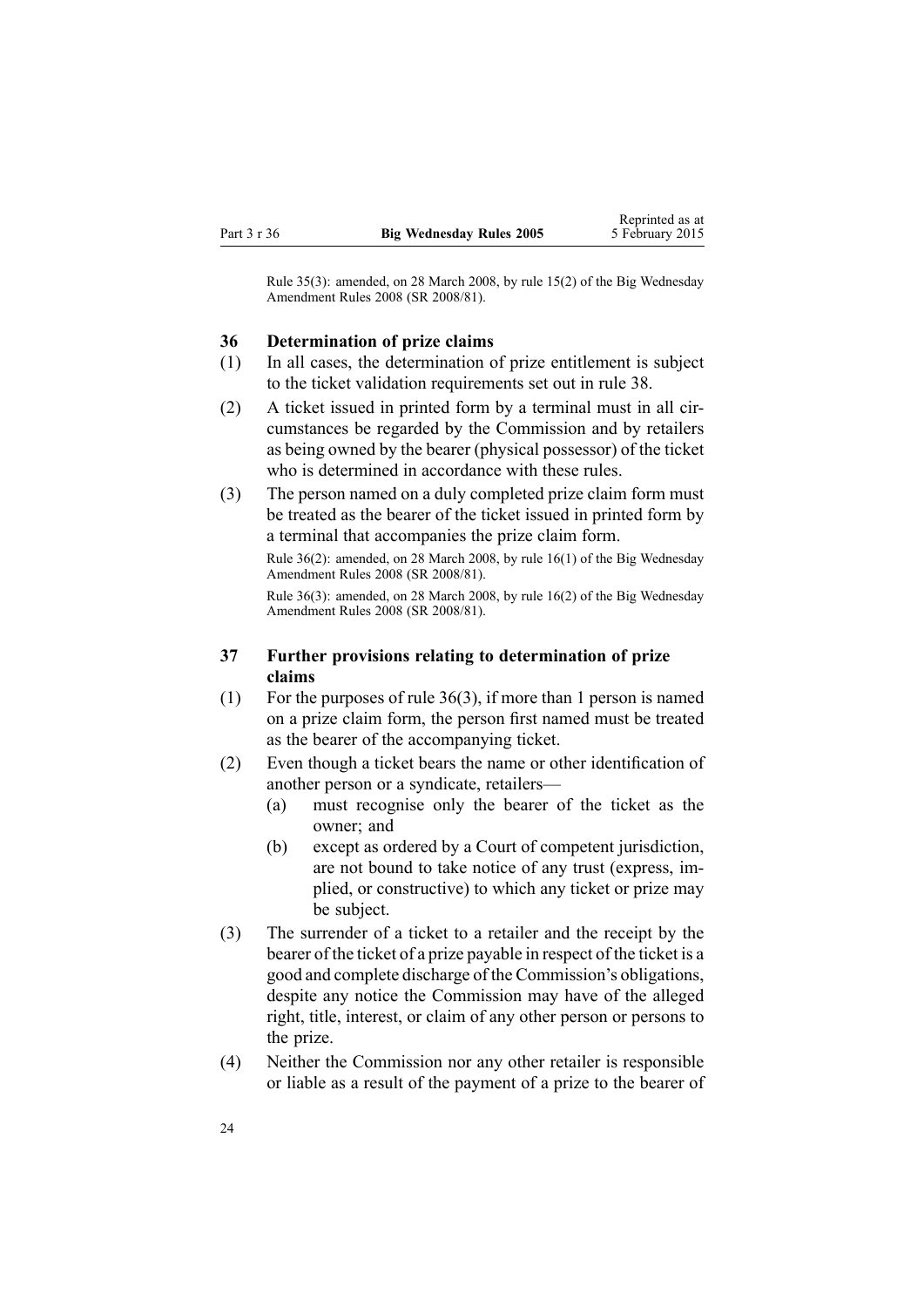Rule 35(3): amended, on 28 March 2008, by rule 15(2) of the Big Wednesday Amendment Rules 2008 (SR 2008/81).

### 36 Determination of prize claims

(1) In all cases, the determination of prize entitlement is subject to the ticket validation requirements set out in rule 38.

(2) A ticket issued in printed form by a terminal must in all circumstances be regarded by the Commission and by retailers as being owned by the bearer (physical possessor) of the ticket who is determined in accordance with these rules.

(3) The person named on a duly completed prize claim form must be treated as the bearer of the ticket issued in printed form by a terminal that accompanies the prize claim form.

Rule 36(2): amended, on 28 March 2008, by rule 16(1) of the Big Wednesday Amendment Rules 2008 (SR 2008/81).

Rule 36(3): amended, on 28 March 2008, by rule 16(2) of the Big Wednesday Amendment Rules 2008 (SR 2008/81).

### 37 Further provisions relating to determination of prize claims

(1) For the purposes of rule 36(3), if more than 1 person is named on a prize claim form, the person first named must be treated as the bearer of the accompanying ticket.

(2) Even though a ticket bears the name or other identification of another person or a syndicate, retailers—

 (a) must recognise only the bearer of the ticket as the owner; and

 (b) except as ordered by a Court of competent jurisdiction, are not bound to take notice of any trust (express, implied, or constructive) to which any ticket or prize may be subject.

(3) The surrender of a ticket to a retailer and the receipt by the bearer of the ticket of a prize payable in respect of the ticket is a good and complete discharge of the Commission's obligations, despite any notice the Commission may have of the alleged right, title, interest, or claim of any other person or persons to the prize.

(4) Neither the Commission nor any other retailer is responsible or liable as a result of the payment of a prize to the bearer of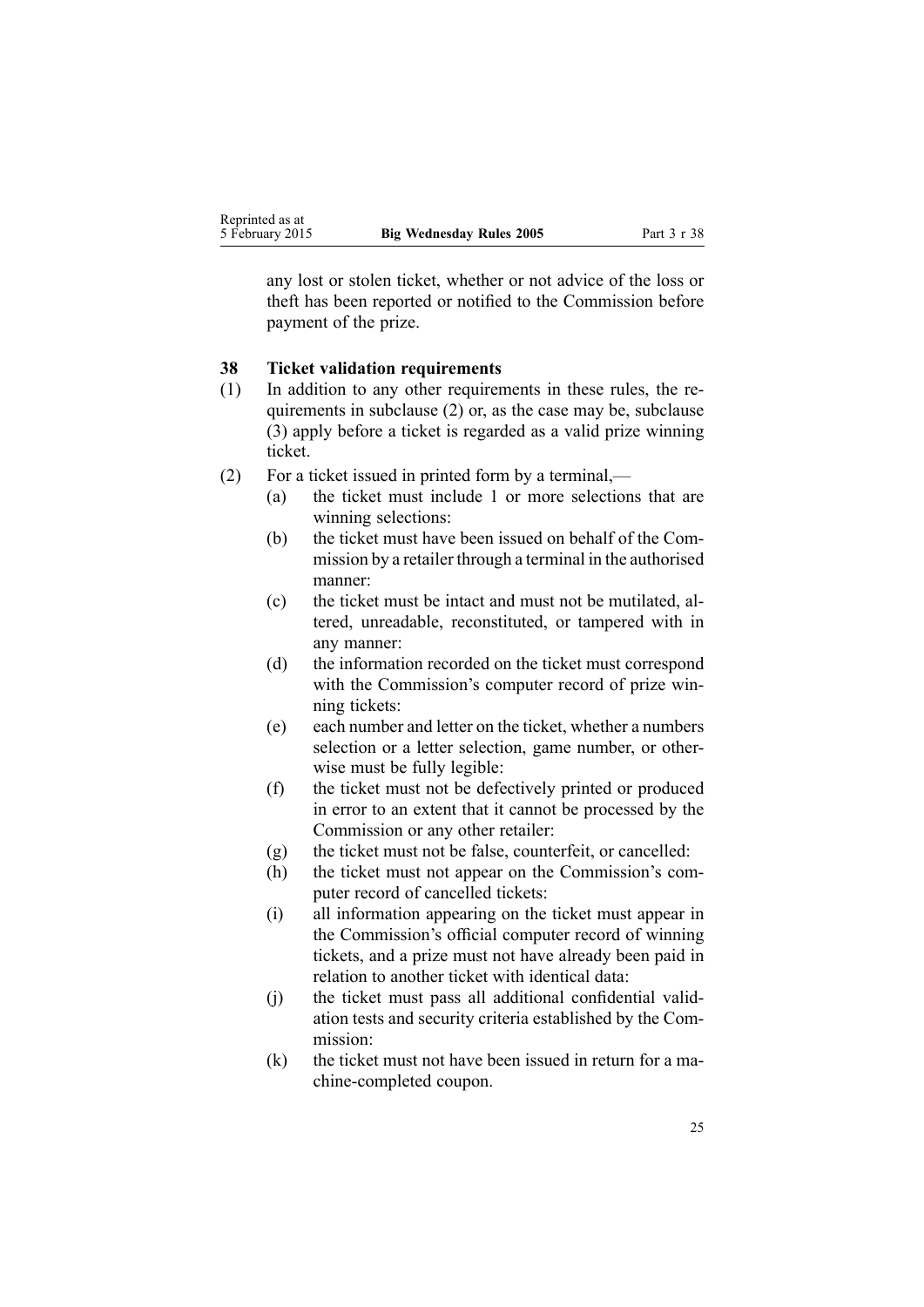any lost or stolen ticket, whether or not advice of the loss or theft has been reported or notified to the Commission before payment of the prize.

### 38 Ticket validation requirements

(1) In addition to any other requirements in these rules, the requirements in subclause (2) or, as the case may be, subclause (3) apply before a ticket is regarded as a valid prize winning ticket.

(2) For a ticket issued in printed form by a terminal,—

(a) the ticket must include 1 or more selections that are winning selections:

(b) the ticket must have been issued on behalf of the Commission by a retailer through a terminal in the authorised manner:

(c) the ticket must be intact and must not be mutilated, altered, unreadable, reconstituted, or tampered with in any manner:

(d) the information recorded on the ticket must correspond with the Commission's computer record of prize winning tickets:

(e) each number and letter on the ticket, whether a numbers selection or a letter selection, game number, or otherwise must be fully legible:

(f) the ticket must not be defectively printed or produced in error to an extent that it cannot be processed by the Commission or any other retailer:

(g) the ticket must not be false, counterfeit, or cancelled:

(h) the ticket must not appear on the Commission's computer record of cancelled tickets:

(i) all information appearing on the ticket must appear in the Commission's official computer record of winning tickets, and a prize must not have already been paid in relation to another ticket with identical data:

(j) the ticket must pass all additional confidential validation tests and security criteria established by the Commission:

(k) the ticket must not have been issued in return for a machine-completed coupon.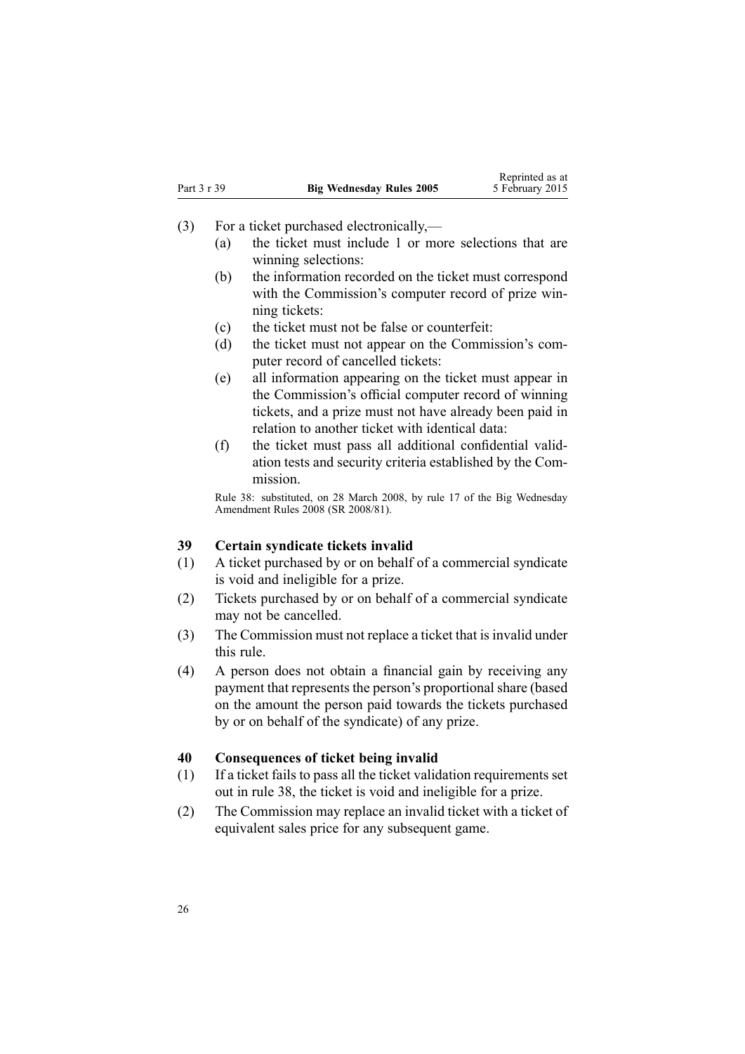(3) For a ticket purchased electronically,—

  (a) the ticket must include 1 or more selections that are winning selections:

  (b) the information recorded on the ticket must correspond with the Commission's computer record of prize winning tickets:

  (c) the ticket must not be false or counterfeit:

  (d) the ticket must not appear on the Commission's computer record of cancelled tickets:

  (e) all information appearing on the ticket must appear in the Commission's official computer record of winning tickets, and a prize must not have already been paid in relation to another ticket with identical data:

  (f) the ticket must pass all additional confidential validation tests and security criteria established by the Commission.

Rule 38: substituted, on 28 March 2008, by rule 17 of the Big Wednesday Amendment Rules 2008 (SR 2008/81).

### 39 Certain syndicate tickets invalid

(1) A ticket purchased by or on behalf of a commercial syndicate is void and ineligible for a prize.

(2) Tickets purchased by or on behalf of a commercial syndicate may not be cancelled.

(3) The Commission must not replace a ticket that is invalid under this rule.

(4) A person does not obtain a financial gain by receiving any payment that represents the person's proportional share (based on the amount the person paid towards the tickets purchased by or on behalf of the syndicate) of any prize.

### 40 Consequences of ticket being invalid

(1) If a ticket fails to pass all the ticket validation requirements set out in rule 38, the ticket is void and ineligible for a prize.

(2) The Commission may replace an invalid ticket with a ticket of equivalent sales price for any subsequent game.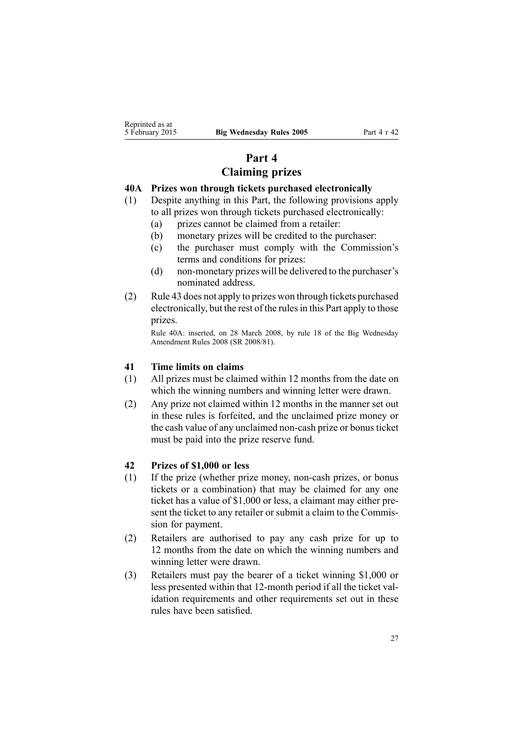# Part 4
# Claiming prizes

### 40A Prizes won through tickets purchased electronically

(1) Despite anything in this Part, the following provisions apply to all prizes won through tickets purchased electronically:

  (a) prizes cannot be claimed from a retailer:

  (b) monetary prizes will be credited to the purchaser:

  (c) the purchaser must comply with the Commission's terms and conditions for prizes:

  (d) non-monetary prizes will be delivered to the purchaser's nominated address.

(2) Rule 43 does not apply to prizes won through tickets purchased electronically, but the rest of the rules in this Part apply to those prizes.

Rule 40A: inserted, on 28 March 2008, by rule 18 of the Big Wednesday Amendment Rules 2008 (SR 2008/81).

### 41 Time limits on claims

(1) All prizes must be claimed within 12 months from the date on which the winning numbers and winning letter were drawn.

(2) Any prize not claimed within 12 months in the manner set out in these rules is forfeited, and the unclaimed prize money or the cash value of any unclaimed non-cash prize or bonus ticket must be paid into the prize reserve fund.

### 42 Prizes of $1,000 or less

(1) If the prize (whether prize money, non-cash prizes, or bonus tickets or a combination) that may be claimed for any one ticket has a value of $1,000 or less, a claimant may either present the ticket to any retailer or submit a claim to the Commission for payment.

(2) Retailers are authorised to pay any cash prize for up to 12 months from the date on which the winning numbers and winning letter were drawn.

(3) Retailers must pay the bearer of a ticket winning $1,000 or less presented within that 12-month period if all the ticket validation requirements and other requirements set out in these rules have been satisfied.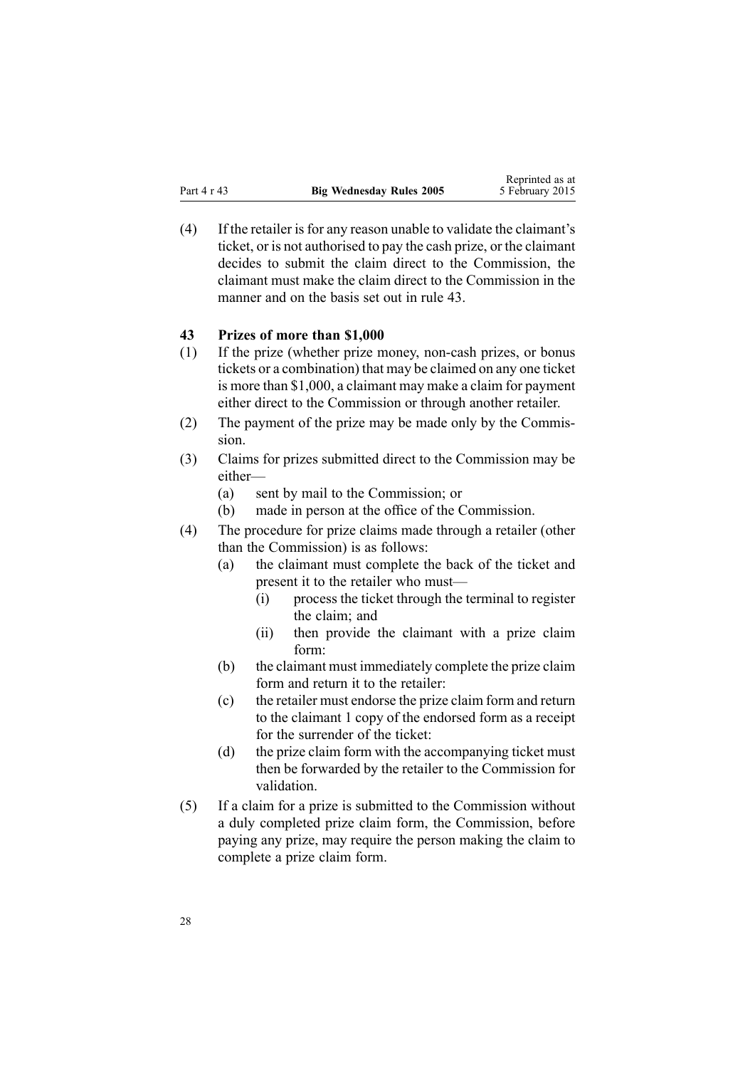(4) If the retailer is for any reason unable to validate the claimant's ticket, or is not authorised to pay the cash prize, or the claimant decides to submit the claim direct to the Commission, the claimant must make the claim direct to the Commission in the manner and on the basis set out in rule 43.

### 43 Prizes of more than $1,000

(1) If the prize (whether prize money, non-cash prizes, or bonus tickets or a combination) that may be claimed on any one ticket is more than $1,000, a claimant may make a claim for payment either direct to the Commission or through another retailer.

(2) The payment of the prize may be made only by the Commission.

(3) Claims for prizes submitted direct to the Commission may be either—

- (a) sent by mail to the Commission; or
- (b) made in person at the office of the Commission.

(4) The procedure for prize claims made through a retailer (other than the Commission) is as follows:

- (a) the claimant must complete the back of the ticket and present it to the retailer who must—
  - (i) process the ticket through the terminal to register the claim; and
  - (ii) then provide the claimant with a prize claim form:
- (b) the claimant must immediately complete the prize claim form and return it to the retailer:
- (c) the retailer must endorse the prize claim form and return to the claimant 1 copy of the endorsed form as a receipt for the surrender of the ticket:
- (d) the prize claim form with the accompanying ticket must then be forwarded by the retailer to the Commission for validation.

(5) If a claim for a prize is submitted to the Commission without a duly completed prize claim form, the Commission, before paying any prize, may require the person making the claim to complete a prize claim form.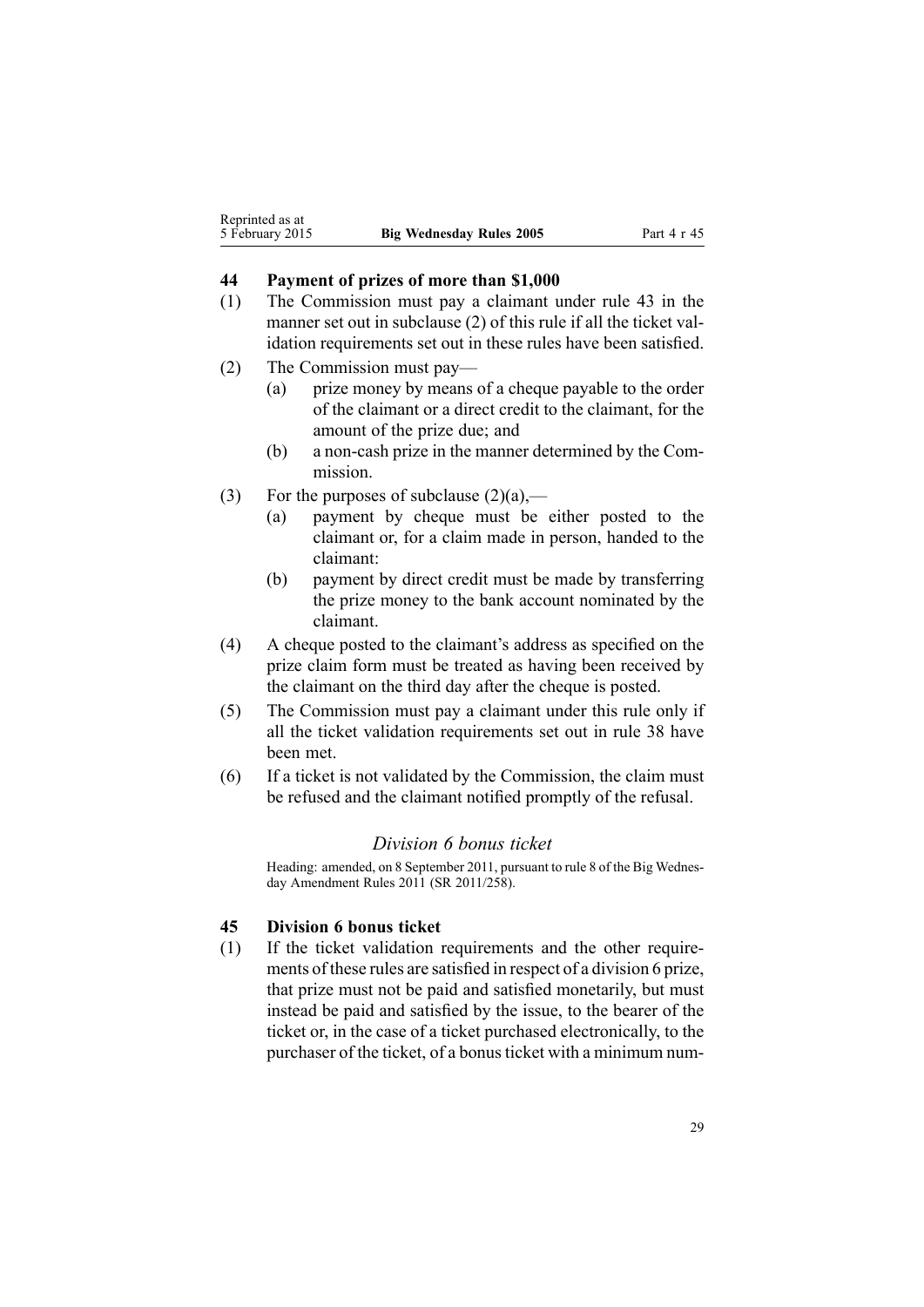### 44 Payment of prizes of more than $1,000

(1) The Commission must pay a claimant under rule 43 in the manner set out in subclause (2) of this rule if all the ticket validation requirements set out in these rules have been satisfied.

(2) The Commission must pay—

- (a) prize money by means of a cheque payable to the order of the claimant or a direct credit to the claimant, for the amount of the prize due; and
- (b) a non-cash prize in the manner determined by the Commission.

(3) For the purposes of subclause (2)(a),—

- (a) payment by cheque must be either posted to the claimant or, for a claim made in person, handed to the claimant:
- (b) payment by direct credit must be made by transferring the prize money to the bank account nominated by the claimant.

(4) A cheque posted to the claimant's address as specified on the prize claim form must be treated as having been received by the claimant on the third day after the cheque is posted.

(5) The Commission must pay a claimant under this rule only if all the ticket validation requirements set out in rule 38 have been met.

(6) If a ticket is not validated by the Commission, the claim must be refused and the claimant notified promptly of the refusal.

## *Division 6 bonus ticket*

Heading: amended, on 8 September 2011, pursuant to rule 8 of the Big Wednesday Amendment Rules 2011 (SR 2011/258).

### 45 Division 6 bonus ticket

(1) If the ticket validation requirements and the other requirements of these rules are satisfied in respect of a division 6 prize, that prize must not be paid and satisfied monetarily, but must instead be paid and satisfied by the issue, to the bearer of the ticket or, in the case of a ticket purchased electronically, to the purchaser of the ticket, of a bonus ticket with a minimum num-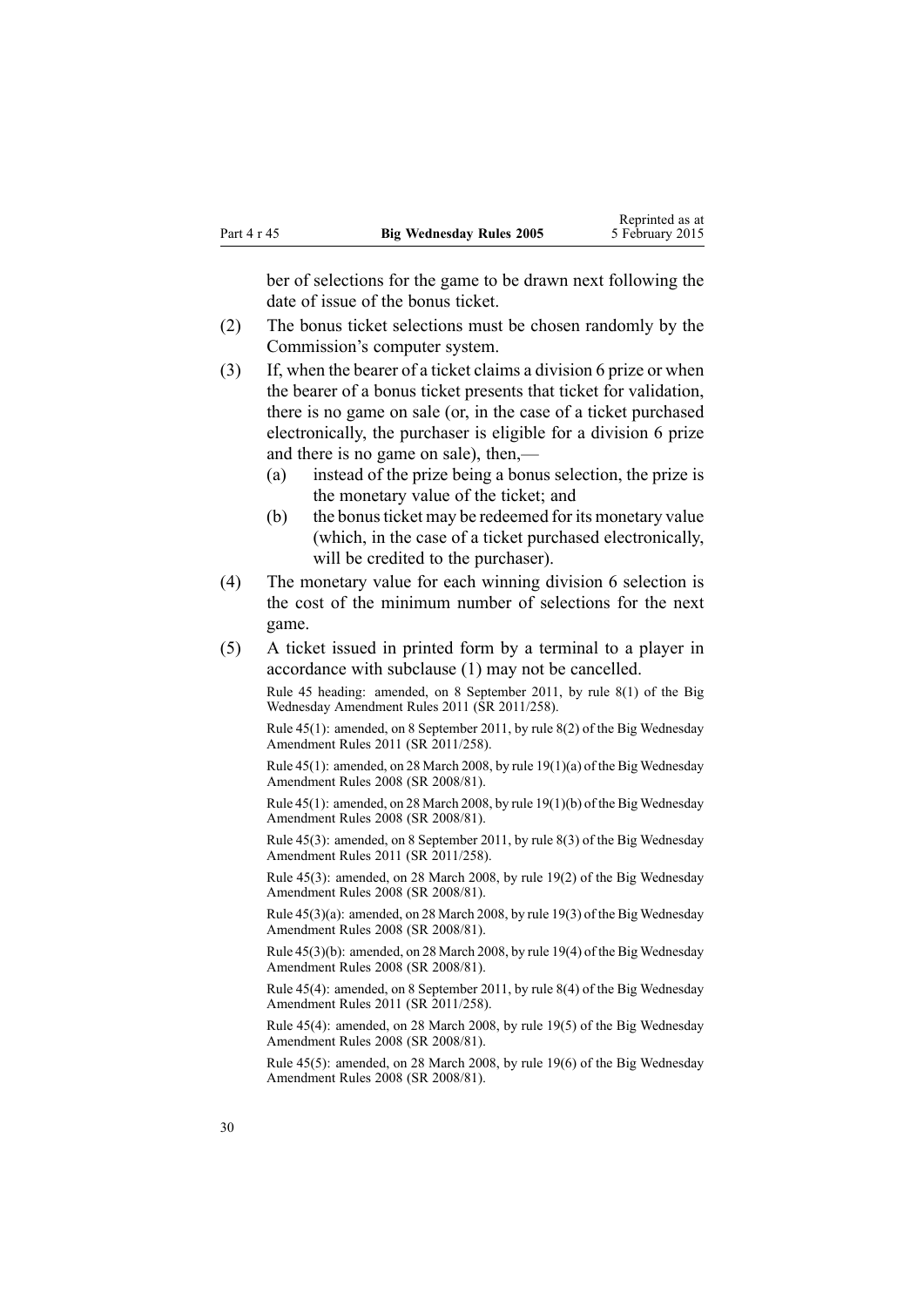ber of selections for the game to be drawn next following the date of issue of the bonus ticket.

(2) The bonus ticket selections must be chosen randomly by the Commission's computer system.

(3) If, when the bearer of a ticket claims a division 6 prize or when the bearer of a bonus ticket presents that ticket for validation, there is no game on sale (or, in the case of a ticket purchased electronically, the purchaser is eligible for a division 6 prize and there is no game on sale), then,—

(a) instead of the prize being a bonus selection, the prize is the monetary value of the ticket; and

(b) the bonus ticket may be redeemed for its monetary value (which, in the case of a ticket purchased electronically, will be credited to the purchaser).

(4) The monetary value for each winning division 6 selection is the cost of the minimum number of selections for the next game.

(5) A ticket issued in printed form by a terminal to a player in accordance with subclause (1) may not be cancelled.

Rule 45 heading: amended, on 8 September 2011, by rule 8(1) of the Big Wednesday Amendment Rules 2011 (SR 2011/258).

Rule 45(1): amended, on 8 September 2011, by rule 8(2) of the Big Wednesday Amendment Rules 2011 (SR 2011/258).

Rule 45(1): amended, on 28 March 2008, by rule 19(1)(a) of the Big Wednesday Amendment Rules 2008 (SR 2008/81).

Rule 45(1): amended, on 28 March 2008, by rule 19(1)(b) of the Big Wednesday Amendment Rules 2008 (SR 2008/81).

Rule 45(3): amended, on 8 September 2011, by rule 8(3) of the Big Wednesday Amendment Rules 2011 (SR 2011/258).

Rule 45(3): amended, on 28 March 2008, by rule 19(2) of the Big Wednesday Amendment Rules 2008 (SR 2008/81).

Rule 45(3)(a): amended, on 28 March 2008, by rule 19(3) of the Big Wednesday Amendment Rules 2008 (SR 2008/81).

Rule 45(3)(b): amended, on 28 March 2008, by rule 19(4) of the Big Wednesday Amendment Rules 2008 (SR 2008/81).

Rule 45(4): amended, on 8 September 2011, by rule 8(4) of the Big Wednesday Amendment Rules 2011 (SR 2011/258).

Rule 45(4): amended, on 28 March 2008, by rule 19(5) of the Big Wednesday Amendment Rules 2008 (SR 2008/81).

Rule 45(5): amended, on 28 March 2008, by rule 19(6) of the Big Wednesday Amendment Rules 2008 (SR 2008/81).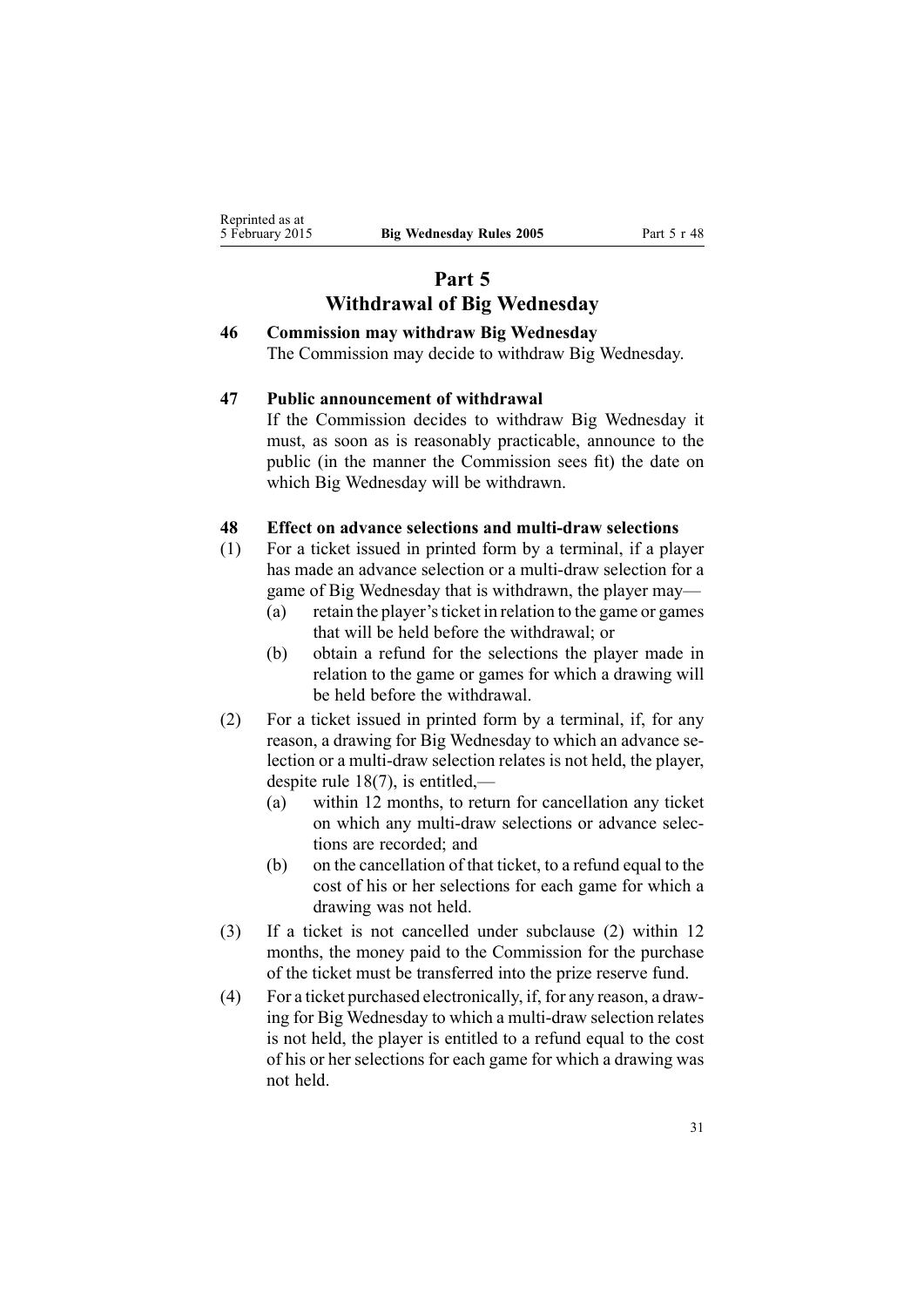# Part 5
# Withdrawal of Big Wednesday

### 46 Commission may withdraw Big Wednesday

The Commission may decide to withdraw Big Wednesday.

### 47 Public announcement of withdrawal

If the Commission decides to withdraw Big Wednesday it must, as soon as is reasonably practicable, announce to the public (in the manner the Commission sees fit) the date on which Big Wednesday will be withdrawn.

### 48 Effect on advance selections and multi-draw selections

(1) For a ticket issued in printed form by a terminal, if a player has made an advance selection or a multi-draw selection for a game of Big Wednesday that is withdrawn, the player may—

- (a) retain the player's ticket in relation to the game or games that will be held before the withdrawal; or
- (b) obtain a refund for the selections the player made in relation to the game or games for which a drawing will be held before the withdrawal.

(2) For a ticket issued in printed form by a terminal, if, for any reason, a drawing for Big Wednesday to which an advance selection or a multi-draw selection relates is not held, the player, despite rule 18(7), is entitled,—

- (a) within 12 months, to return for cancellation any ticket on which any multi-draw selections or advance selections are recorded; and
- (b) on the cancellation of that ticket, to a refund equal to the cost of his or her selections for each game for which a drawing was not held.

(3) If a ticket is not cancelled under subclause (2) within 12 months, the money paid to the Commission for the purchase of the ticket must be transferred into the prize reserve fund.

(4) For a ticket purchased electronically, if, for any reason, a drawing for Big Wednesday to which a multi-draw selection relates is not held, the player is entitled to a refund equal to the cost of his or her selections for each game for which a drawing was not held.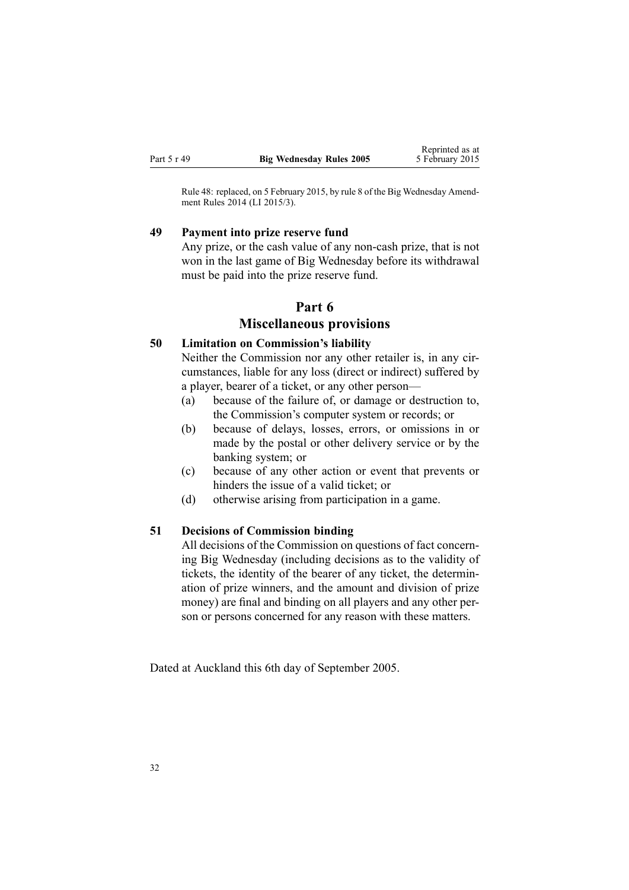Rule 48: replaced, on 5 February 2015, by rule 8 of the Big Wednesday Amendment Rules 2014 (LI 2015/3).

### 49 Payment into prize reserve fund

Any prize, or the cash value of any non-cash prize, that is not won in the last game of Big Wednesday before its withdrawal must be paid into the prize reserve fund.

## Part 6
## Miscellaneous provisions

### 50 Limitation on Commission's liability

Neither the Commission nor any other retailer is, in any circumstances, liable for any loss (direct or indirect) suffered by a player, bearer of a ticket, or any other person—

(a) because of the failure of, or damage or destruction to, the Commission's computer system or records; or

(b) because of delays, losses, errors, or omissions in or made by the postal or other delivery service or by the banking system; or

(c) because of any other action or event that prevents or hinders the issue of a valid ticket; or

(d) otherwise arising from participation in a game.

### 51 Decisions of Commission binding

All decisions of the Commission on questions of fact concerning Big Wednesday (including decisions as to the validity of tickets, the identity of the bearer of any ticket, the determination of prize winners, and the amount and division of prize money) are final and binding on all players and any other person or persons concerned for any reason with these matters.

Dated at Auckland this 6th day of September 2005.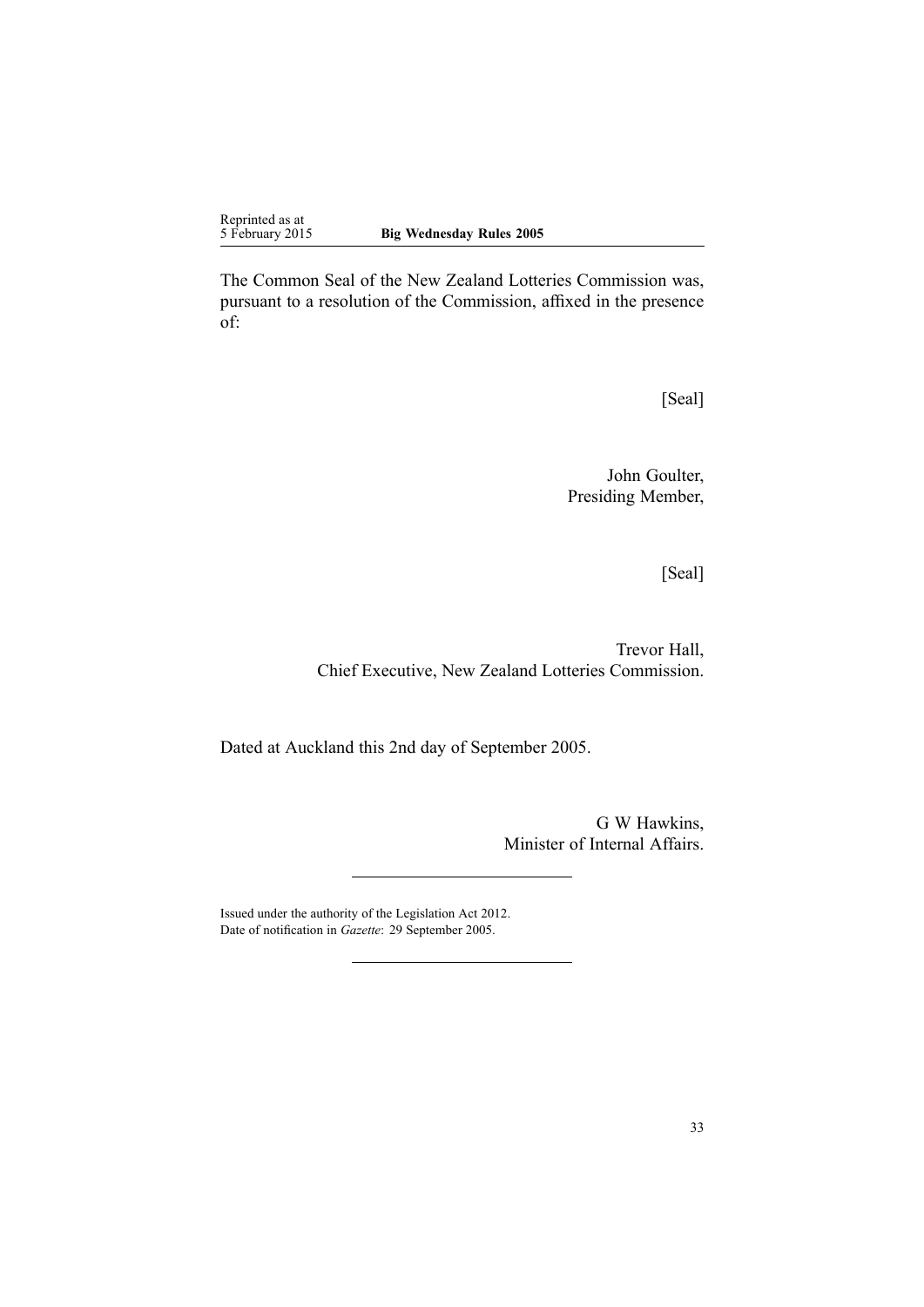The Common Seal of the New Zealand Lotteries Commission was, pursuant to a resolution of the Commission, affixed in the presence of:

[Seal]

John Goulter,
Presiding Member,

[Seal]

Trevor Hall,
Chief Executive, New Zealand Lotteries Commission.

Dated at Auckland this 2nd day of September 2005.

G W Hawkins,
Minister of Internal Affairs.

---

Issued under the authority of the Legislation Act 2012.
Date of notification in *Gazette*: 29 September 2005.

---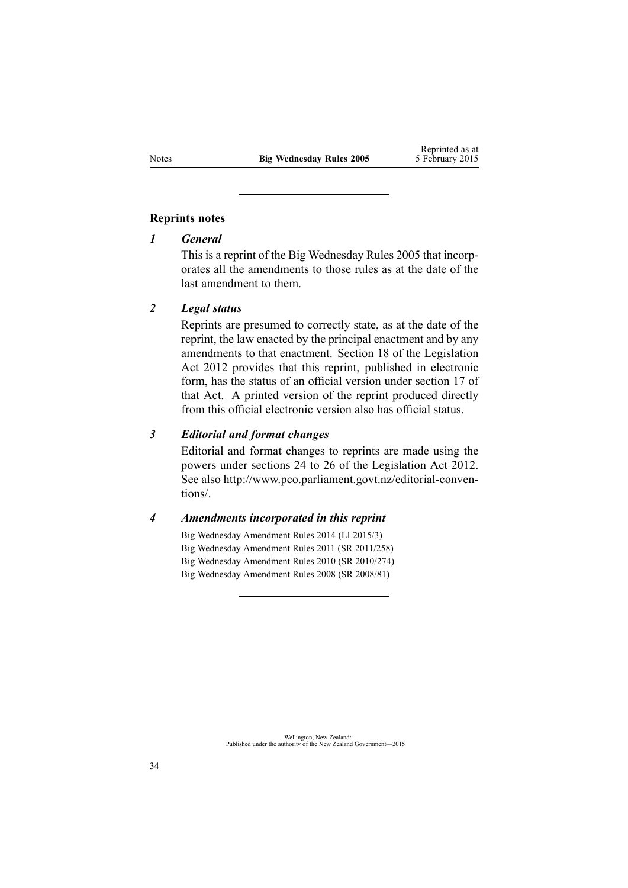## Reprints notes

### *1 General*

This is a reprint of the Big Wednesday Rules 2005 that incorporates all the amendments to those rules as at the date of the last amendment to them.

### *2 Legal status*

Reprints are presumed to correctly state, as at the date of the reprint, the law enacted by the principal enactment and by any amendments to that enactment. Section 18 of the Legislation Act 2012 provides that this reprint, published in electronic form, has the status of an official version under section 17 of that Act. A printed version of the reprint produced directly from this official electronic version also has official status.

### *3 Editorial and format changes*

Editorial and format changes to reprints are made using the powers under sections 24 to 26 of the Legislation Act 2012. See also http://www.pco.parliament.govt.nz/editorial-conventions/.

### *4 Amendments incorporated in this reprint*

Big Wednesday Amendment Rules 2014 (LI 2015/3)
Big Wednesday Amendment Rules 2011 (SR 2011/258)
Big Wednesday Amendment Rules 2010 (SR 2010/274)
Big Wednesday Amendment Rules 2008 (SR 2008/81)

Wellington, New Zealand:
Published under the authority of the New Zealand Government—2015